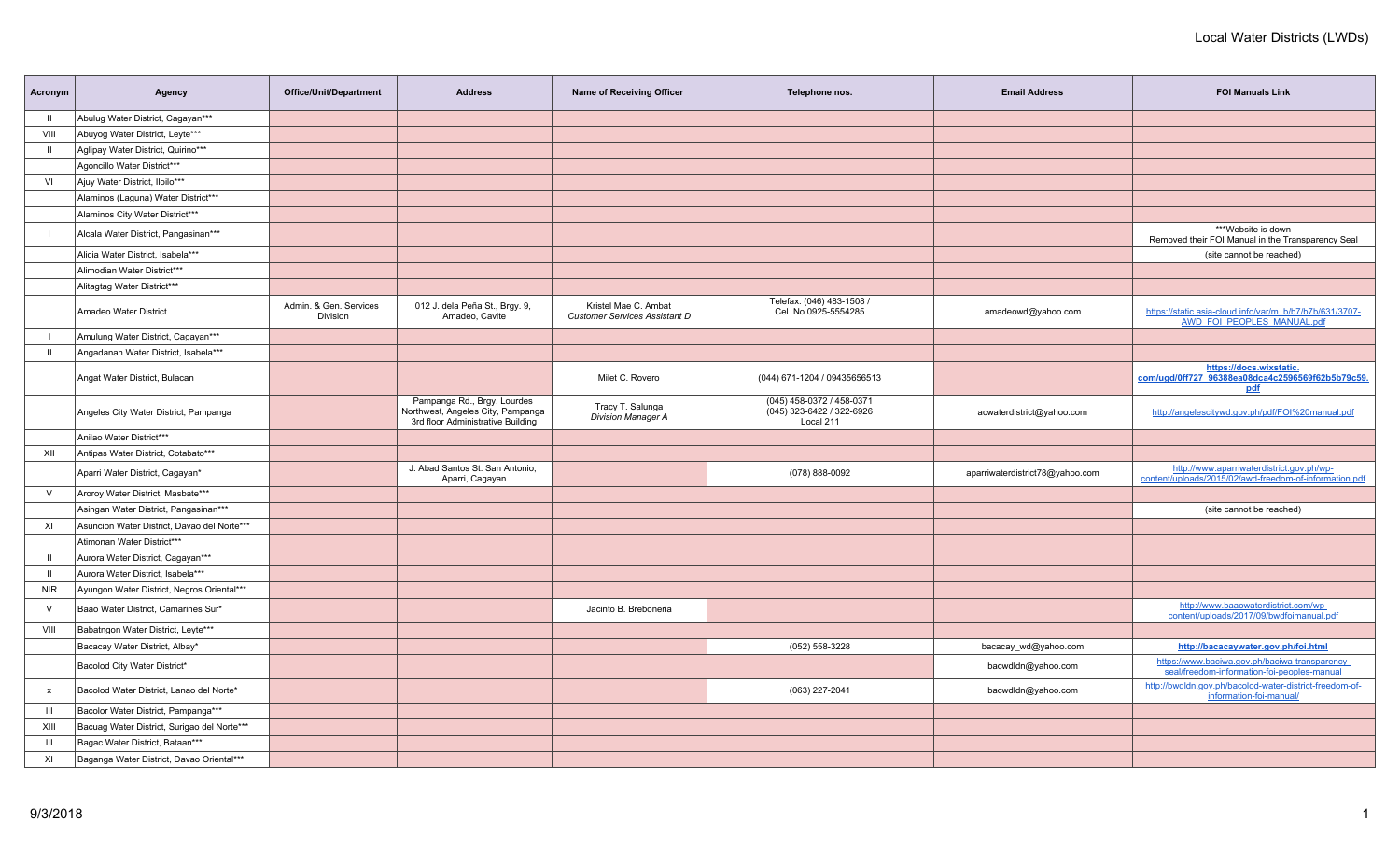# Local Water Districts (LWDs)

| Acronym | Agency | Office/Unit/Department | Address | Name of Receiving Officer | Telephone nos. | Email Address | FOI Manuals Link |
|---|---|---|---|---|---|---|---|
| II | Abulug Water District, Cagayan*** | | | | | | |
| VIII | Abuyog Water District, Leyte*** | | | | | | |
| II | Aglipay Water District, Quirino*** | | | | | | |
| | Agoncillo Water District*** | | | | | | |
| VI | Ajuy Water District, Iloilo*** | | | | | | |
| | Alaminos (Laguna) Water District*** | | | | | | |
| | Alaminos City Water District*** | | | | | | |
| I | Alcala Water District, Pangasinan*** | | | | | | ***Website is down Removed their FOI Manual in the Transparency Seal |
| | Alicia Water District, Isabela*** | | | | | | (site cannot be reached) |
| | Alimodian Water District*** | | | | | | |
| | Alitagtag Water District*** | | | | | | |
| | Amadeo Water District | Admin. & Gen. Services Division | 012 J. dela Peña St., Brgy. 9, Amadeo, Cavite | Kristel Mae C. Ambat *Customer Services Assistant D* | Telefax: (046) 483-1508 / Cel. No.0925-5554285 | amadeowd@yahoo.com | https://static.asia-cloud.info/var/m_b/b7/b7b/631/3707-AWD_FOI_PEOPLES_MANUAL.pdf |
| I | Amulung Water District, Cagayan*** | | | | | | |
| II | Angadanan Water District, Isabela*** | | | | | | |
| | Angat Water District, Bulacan | | | Milet C. Rovero | (044) 671-1204 / 09435656513 | | **https://docs.wixstatic.com/ugd/0ff727_96388ea08dca4c2596569f62b5b79c59.pdf** |
| | Angeles City Water District, Pampanga | | Pampanga Rd., Brgy. Lourdes Northwest, Angeles City, Pampanga 3rd floor Administrative Building | Tracy T. Salunga *Division Manager A* | (045) 458-0372 / 458-0371 (045) 323-6422 / 322-6926 Local 211 | acwaterdistrict@yahoo.com | http://angelescitywd.gov.ph/pdf/FOI%20manual.pdf |
| | Anilao Water District*** | | | | | | |
| XII | Antipas Water District, Cotabato*** | | | | | | |
| | Aparri Water District, Cagayan* | | J. Abad Santos St. San Antonio, Aparri, Cagayan | | (078) 888-0092 | aparriwaterdistrict78@yahoo.com | http://www.aparriwaterdistrict.gov.ph/wp-content/uploads/2015/02/awd-freedom-of-information.pdf |
| V | Aroroy Water District, Masbate*** | | | | | | |
| | Asingan Water District, Pangasinan*** | | | | | | (site cannot be reached) |
| XI | Asuncion Water District, Davao del Norte*** | | | | | | |
| | Atimonan Water District*** | | | | | | |
| II | Aurora Water District, Cagayan*** | | | | | | |
| II | Aurora Water District, Isabela*** | | | | | | |
| NIR | Ayungon Water District, Negros Oriental*** | | | | | | |
| V | Baao Water District, Camarines Sur* | | | Jacinto B. Breboneria | | | http://www.baaowaterdistrict.com/wp-content/uploads/2017/09/bwdfoimanual.pdf |
| VIII | Babatngon Water District, Leyte*** | | | | | | |
| | Bacacay Water District, Albay* | | | | (052) 558-3228 | bacacay_wd@yahoo.com | **http://bacacaywater.gov.ph/foi.html** |
| | Bacolod City Water District* | | | | | bacwdldn@yahoo.com | https://www.baciwa.gov.ph/baciwa-transparency-seal/freedom-information-foi-peoples-manual |
| x | Bacolod Water District, Lanao del Norte* | | | | (063) 227-2041 | bacwdldn@yahoo.com | http://bwdldn.gov.ph/bacolod-water-district-freedom-of-information-foi-manual/ |
| III | Bacolor Water District, Pampanga*** | | | | | | |
| XIII | Bacuag Water District, Surigao del Norte*** | | | | | | |
| III | Bagac Water District, Bataan*** | | | | | | |
| XI | Baganga Water District, Davao Oriental*** | | | | | | |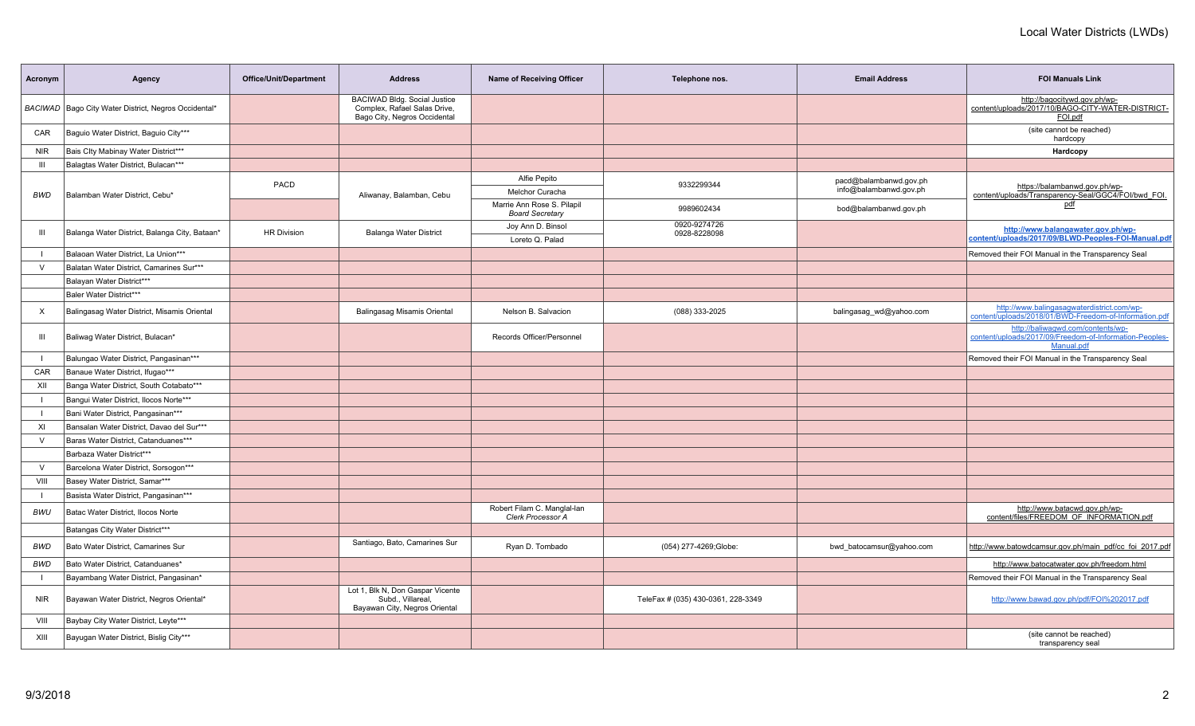# Local Water Districts (LWDs)

| Acronym | Agency | Office/Unit/Department | Address | Name of Receiving Officer | Telephone nos. | Email Address | FOI Manuals Link |
|---|---|---|---|---|---|---|---|
| *BACIWAD* | Bago City Water District, Negros Occidental* | | BACIWAD Bldg. Social Justice Complex, Rafael Salas Drive, Bago City, Negros Occidental | | | | http://bagocitywd.gov.ph/wp-content/uploads/2017/10/BAGO-CITY-WATER-DISTRICT-FOI.pdf |
| CAR | Baguio Water District, Baguio City*** | | | | | | (site cannot be reached) hardcopy |
| NIR | Bais CIty Mabinay Water District*** | | | | | | **Hardcopy** |
| III | Balagtas Water District, Bulacan*** | | | | | | |
| *BWD* | Balamban Water District, Cebu* | PACD | Aliwanay, Balamban, Cebu | Alfie Pepito | 9332299344 | pacd@balambanwd.gov.ph info@balambanwd.gov.ph | https://balambanwd.gov.ph/wp-content/uploads/Transparency-Seal/GGC4/FOI/bwd_FOI.pdf |
| | | | | Melchor Curacha | | | |
| | | | | Marrie Ann Rose S. Pilapil *Board Secretary* | 9989602434 | bod@balambanwd.gov.ph | |
| III | Balanga Water District, Balanga City, Bataan* | HR Division | Balanga Water District | Joy Ann D. Binsol | 0920-9274726 0928-8228098 | | **http://www.balangawater.gov.ph/wp-content/uploads/2017/09/BLWD-Peoples-FOI-Manual.pdf** |
| | | | | Loreto Q. Palad | | | |
| I | Balaoan Water District, La Union*** | | | | | | Removed their FOI Manual in the Transparency Seal |
| V | Balatan Water District, Camarines Sur*** | | | | | | |
| | Balayan Water District*** | | | | | | |
| | Baler Water District*** | | | | | | |
| X | Balingasag Water District, Misamis Oriental | | Balingasag Misamis Oriental | Nelson B. Salvacion | (088) 333-2025 | balingasag_wd@yahoo.com | http://www.balingasagwaterdistrict.com/wp-content/uploads/2018/01/BWD-Freedom-of-Information.pdf |
| III | Baliwag Water District, Bulacan* | | | Records Officer/Personnel | | | http://baliwagwd.com/contents/wp-content/uploads/2017/09/Freedom-of-Information-Peoples-Manual.pdf |
| I | Balungao Water District, Pangasinan*** | | | | | | Removed their FOI Manual in the Transparency Seal |
| CAR | Banaue Water District, Ifugao*** | | | | | | |
| XII | Banga Water District, South Cotabato*** | | | | | | |
| I | Bangui Water District, Ilocos Norte*** | | | | | | |
| I | Bani Water District, Pangasinan*** | | | | | | |
| XI | Bansalan Water District, Davao del Sur*** | | | | | | |
| V | Baras Water District, Catanduanes*** | | | | | | |
| | Barbaza Water District*** | | | | | | |
| V | Barcelona Water District, Sorsogon*** | | | | | | |
| VIII | Basey Water District, Samar*** | | | | | | |
| I | Basista Water District, Pangasinan*** | | | | | | |
| *BWU* | Batac Water District, Ilocos Norte | | | Robert Filam C. Manglal-lan *Clerk Processor A* | | | http://www.batacwd.gov.ph/wp-content/files/FREEDOM_OF_INFORMATION.pdf |
| | Batangas City Water District*** | | | | | | |
| *BWD* | Bato Water District, Camarines Sur | | Santiago, Bato, Camarines Sur | Ryan D. Tombado | (054) 277-4269;Globe: | bwd_batocamsur@yahoo.com | http://www.batowdcamsur.gov.ph/main_pdf/cc_foi_2017.pdf |
| *BWD* | Bato Water District, Catanduanes* | | | | | | http://www.batocatwater.gov.ph/freedom.html |
| I | Bayambang Water District, Pangasinan* | | | | | | Removed their FOI Manual in the Transparency Seal |
| NIR | Bayawan Water District, Negros Oriental* | | Lot 1, Blk N, Don Gaspar Vicente Subd., Villareal, Bayawan City, Negros Oriental | | TeleFax # (035) 430-0361, 228-3349 | | http://www.bawad.gov.ph/pdf/FOI%202017.pdf |
| VIII | Baybay City Water District, Leyte*** | | | | | | |
| XIII | Bayugan Water District, Bislig City*** | | | | | | (site cannot be reached) transparency seal |

9/3/2018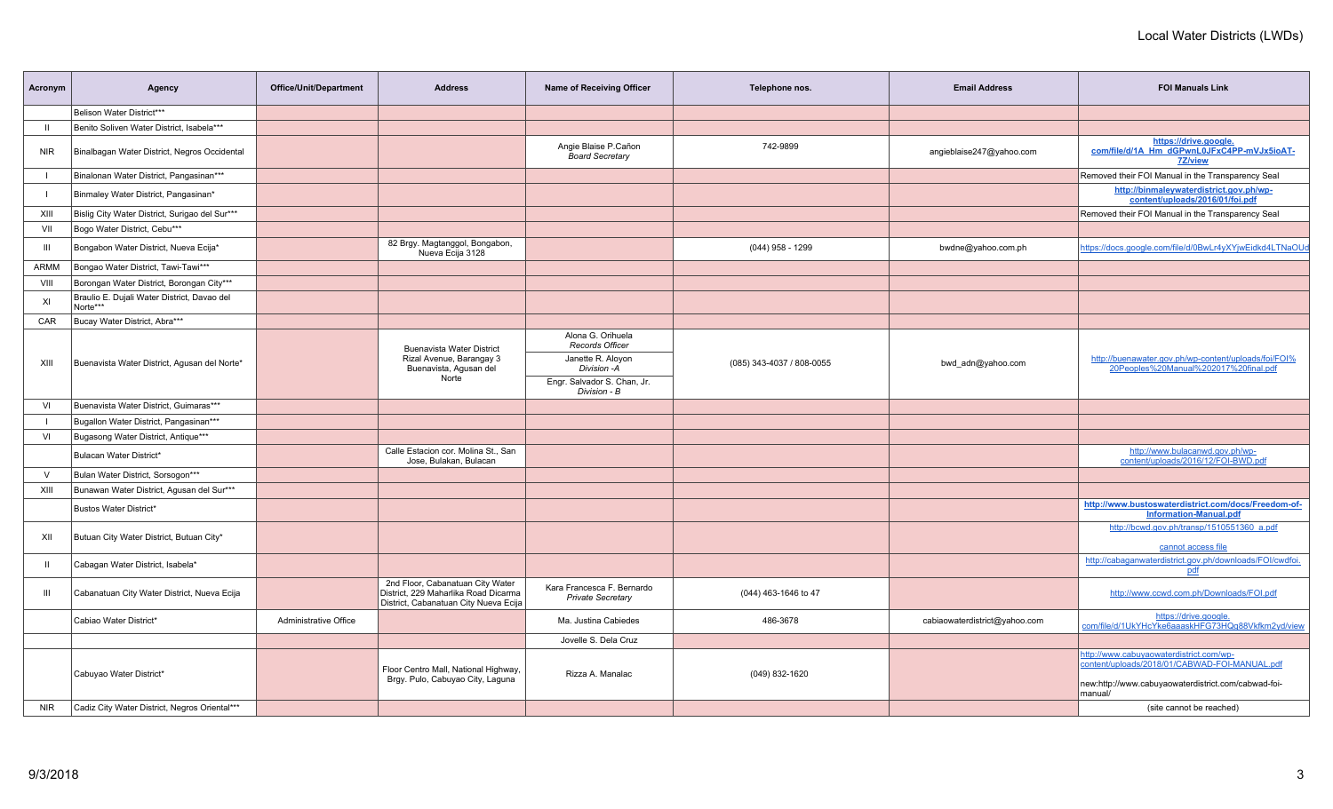# Local Water Districts (LWDs)

| Acronym | Agency | Office/Unit/Department | Address | Name of Receiving Officer | Telephone nos. | Email Address | FOI Manuals Link |
|---|---|---|---|---|---|---|---|
| | Belison Water District*** | | | | | | |
| II | Benito Soliven Water District, Isabela*** | | | | | | |
| NIR | Binalbagan Water District, Negros Occidental | | | Angie Blaise P.Cañon *Board Secretary* | 742-9899 | angieblaise247@yahoo.com | **https://drive.google.com/file/d/1A_Hm_dGPwnL0JFxC4PP-mVJx5ioAT-7Z/view** |
| I | Binalonan Water District, Pangasinan*** | | | | | | Removed their FOI Manual in the Transparency Seal |
| I | Binmaley Water District, Pangasinan* | | | | | | **http://binmaleywaterdistrict.gov.ph/wp-content/uploads/2016/01/foi.pdf** |
| XIII | Bislig City Water District, Surigao del Sur*** | | | | | | Removed their FOI Manual in the Transparency Seal |
| VII | Bogo Water District, Cebu*** | | | | | | |
| III | Bongabon Water District, Nueva Ecija* | | 82 Brgy. Magtanggol, Bongabon, Nueva Ecija 3128 | | (044) 958 - 1299 | bwdne@yahoo.com.ph | https://docs.google.com/file/d/0BwLr4yXYjwEidkd4LTNaOUd |
| ARMM | Bongao Water District, Tawi-Tawi*** | | | | | | |
| VIII | Borongan Water District, Borongan City*** | | | | | | |
| XI | Braulio E. Dujali Water District, Davao del Norte*** | | | | | | |
| CAR | Bucay Water District, Abra*** | | | | | | |
| XIII | Buenavista Water District, Agusan del Norte* | | Buenavista Water District Rizal Avenue, Barangay 3 Buenavista, Agusan del Norte | Alona G. Orihuela *Records Officer*<br>Janette R. Aloyon *Division -A*<br>Engr. Salvador S. Chan, Jr. *Division - B* | (085) 343-4037 / 808-0055 | bwd_adn@yahoo.com | http://buenawater.gov.ph/wp-content/uploads/foi/FOI%20Peoples%20Manual%202017%20final.pdf |
| VI | Buenavista Water District, Guimaras*** | | | | | | |
| I | Bugallon Water District, Pangasinan*** | | | | | | |
| VI | Bugasong Water District, Antique*** | | | | | | |
| | Bulacan Water District* | | Calle Estacion cor. Molina St., San Jose, Bulakan, Bulacan | | | | http://www.bulacanwd.gov.ph/wp-content/uploads/2016/12/FOI-BWD.pdf |
| V | Bulan Water District, Sorsogon*** | | | | | | |
| XIII | Bunawan Water District, Agusan del Sur*** | | | | | | |
| | Bustos Water District* | | | | | | **http://www.bustoswaterdistrict.com/docs/Freedom-of-Information-Manual.pdf** |
| XII | Butuan City Water District, Butuan City* | | | | | | http://bcwd.gov.ph/transp/1510551360_a.pdf<br>cannot access file |
| II | Cabagan Water District, Isabela* | | | | | | http://cabaganwaterdistrict.gov.ph/downloads/FOI/cwdfoi.pdf |
| III | Cabanatuan City Water District, Nueva Ecija | | 2nd Floor, Cabanatuan City Water District, 229 Maharlika Road Dicarma District, Cabanatuan City Nueva Ecija | Kara Francesca F. Bernardo *Private Secretary* | (044) 463-1646 to 47 | | http://www.ccwd.com.ph/Downloads/FOI.pdf |
| | Cabiao Water District* | Administrative Office | | Ma. Justina Cabiedes | 486-3678 | cabiaowaterdistrict@yahoo.com | https://drive.google.com/file/d/1UkYHcYke6aaaskHFG73HQq88Vkfkm2yd/view |
| | | | | Jovelle S. Dela Cruz | | | |
| | Cabuyao Water District* | | Floor Centro Mall, National Highway, Brgy. Pulo, Cabuyao City, Laguna | Rizza A. Manalac | (049) 832-1620 | | http://www.cabuyaowaterdistrict.com/wp-content/uploads/2018/01/CABWAD-FOI-MANUAL.pdf<br>new:http://www.cabuyaowaterdistrict.com/cabwad-foi-manual/ |
| NIR | Cadiz City Water District, Negros Oriental*** | | | | | | (site cannot be reached) |

9/3/2018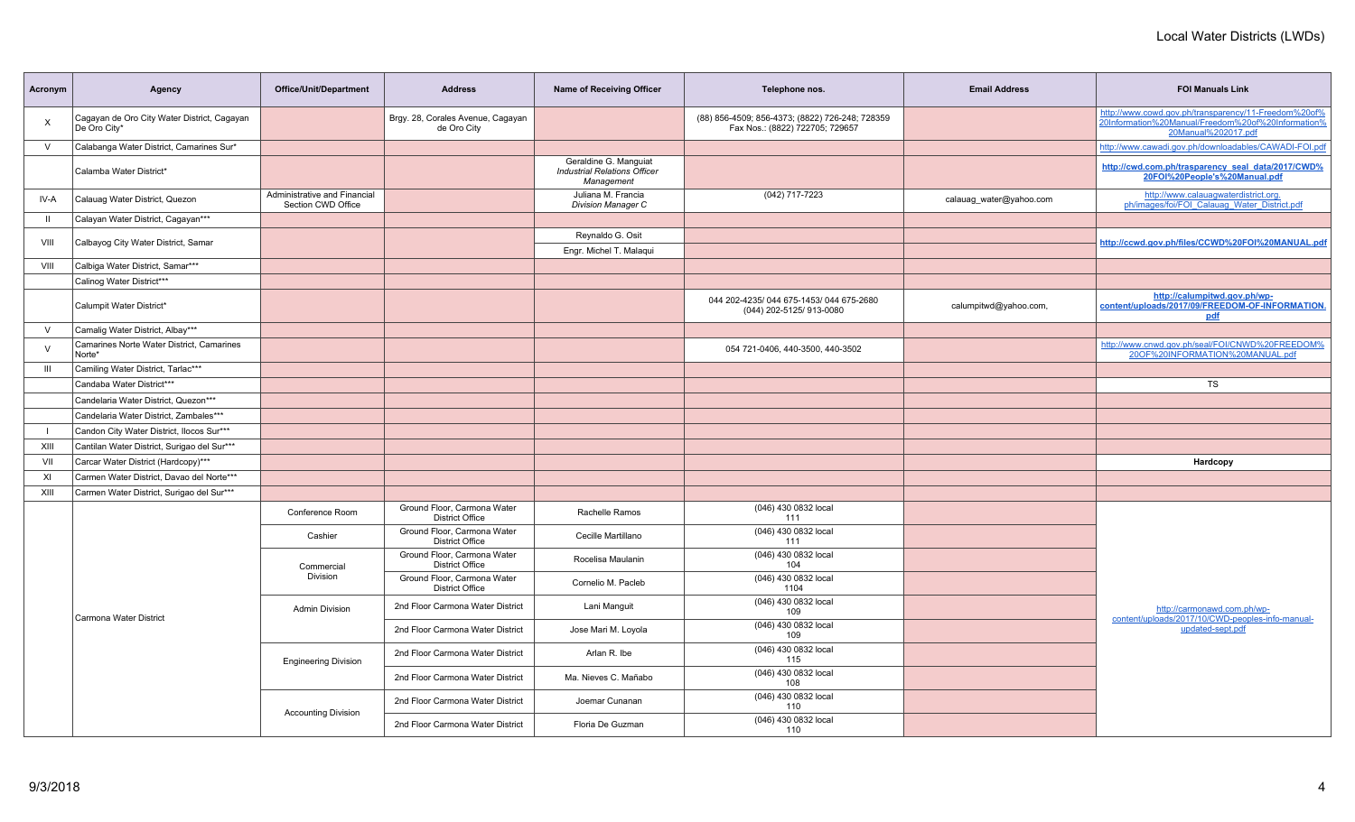# Local Water Districts (LWDs)

| Acronym | Agency | Office/Unit/Department | Address | Name of Receiving Officer | Telephone nos. | Email Address | FOI Manuals Link |
|---|---|---|---|---|---|---|---|
| X | Cagayan de Oro City Water District, Cagayan De Oro City* | | Brgy. 28, Corales Avenue, Cagayan de Oro City | | (88) 856-4509; 856-4373; (8822) 726-248; 728359 Fax Nos.: (8822) 722705; 729657 | | http://www.cowd.gov.ph/transparency/11-Freedom%20of%20Information%20Manual/Freedom%20of%20Information%20Manual%202017.pdf |
| V | Calabanga Water District, Camarines Sur* | | | | | | http://www.cawadi.gov.ph/downloadables/CAWADI-FOI.pdf |
| | Calamba Water District* | | | Geraldine G. Manguiat *Industrial Relations Officer Management* | | | **http://cwd.com.ph/trasparency_seal_data/2017/CWD%20FOI%20People's%20Manual.pdf** |
| IV-A | Calauag Water District, Quezon | Administrative and Financial Section CWD Office | | Juliana M. Francia *Division Manager C* | (042) 717-7223 | calauag_water@yahoo.com | http://www.calauagwaterdistrict.org.ph/images/foi/FOI_Calauag_Water_District.pdf |
| II | Calayan Water District, Cagayan*** | | | | | | |
| VIII | Calbayog City Water District, Samar | | | Reynaldo G. Osit | | | **http://ccwd.gov.ph/files/CCWD%20FOI%20MANUAL.pdf** |
| | | | | Engr. Michel T. Malaqui | | | |
| VIII | Calbiga Water District, Samar*** | | | | | | |
| | Calinog Water District*** | | | | | | |
| | Calumpit Water District* | | | | 044 202-4235/ 044 675-1453/ 044 675-2680 (044) 202-5125/ 913-0080 | calumpitwd@yahoo.com, | **http://calumpitwd.gov.ph/wp-content/uploads/2017/09/FREEDOM-OF-INFORMATION.pdf** |
| V | Camalig Water District, Albay*** | | | | | | |
| V | Camarines Norte Water District, Camarines Norte* | | | | 054 721-0406, 440-3500, 440-3502 | | http://www.cnwd.gov.ph/seal/FOI/CNWD%20FREEDOM%20OF%20INFORMATION%20MANUAL.pdf |
| III | Camiling Water District, Tarlac*** | | | | | | |
| | Candaba Water District*** | | | | | | TS |
| | Candelaria Water District, Quezon*** | | | | | | |
| | Candelaria Water District, Zambales*** | | | | | | |
| I | Candon City Water District, Ilocos Sur*** | | | | | | |
| XIII | Cantilan Water District, Surigao del Sur*** | | | | | | |
| VII | Carcar Water District (Hardcopy)*** | | | | | | **Hardcopy** |
| XI | Carmen Water District, Davao del Norte*** | | | | | | |
| XIII | Carmen Water District, Surigao del Sur*** | | | | | | |
| | Carmona Water District | Conference Room | Ground Floor, Carmona Water District Office | Rachelle Ramos | (046) 430 0832 local 111 | | http://carmonawd.com.ph/wp-content/uploads/2017/10/CWD-peoples-info-manual-updated-sept.pdf |
| | | Cashier | Ground Floor, Carmona Water District Office | Cecille Martillano | (046) 430 0832 local 111 | | |
| | | Commercial Division | Ground Floor, Carmona Water District Office | Rocelisa Maulanin | (046) 430 0832 local 104 | | |
| | | | Ground Floor, Carmona Water District Office | Cornelio M. Pacleb | (046) 430 0832 local 1104 | | |
| | | Admin Division | 2nd Floor Carmona Water District | Lani Manguit | (046) 430 0832 local 109 | | |
| | | | 2nd Floor Carmona Water District | Jose Mari M. Loyola | (046) 430 0832 local 109 | | |
| | | Engineering Division | 2nd Floor Carmona Water District | Arlan R. Ibe | (046) 430 0832 local 115 | | |
| | | | 2nd Floor Carmona Water District | Ma. Nieves C. Mañabo | (046) 430 0832 local 108 | | |
| | | Accounting Division | 2nd Floor Carmona Water District | Joemar Cunanan | (046) 430 0832 local 110 | | |
| | | | 2nd Floor Carmona Water District | Floria De Guzman | (046) 430 0832 local 110 | | |

9/3/2018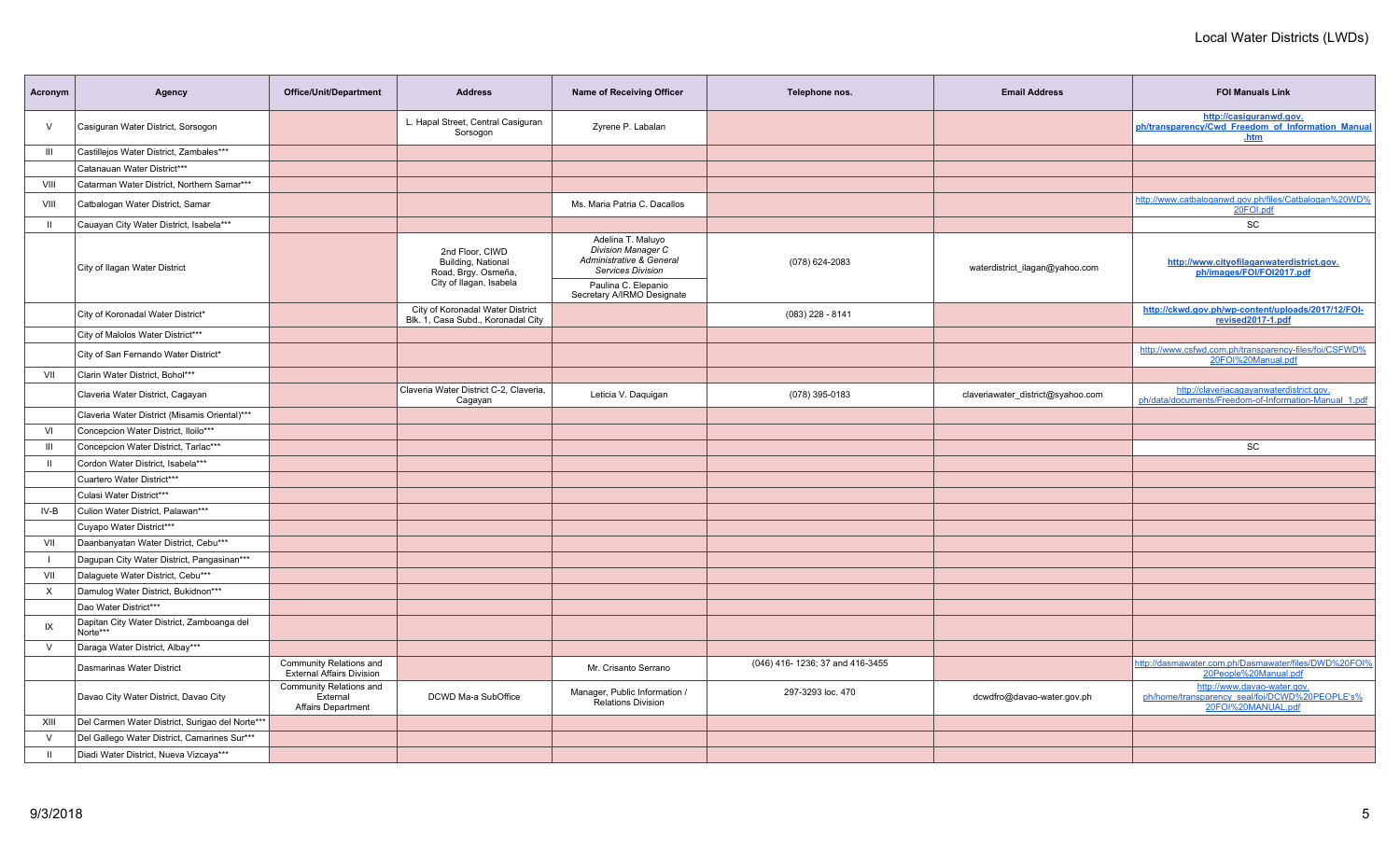# Local Water Districts (LWDs)

| Acronym | Agency | Office/Unit/Department | Address | Name of Receiving Officer | Telephone nos. | Email Address | FOI Manuals Link |
|---|---|---|---|---|---|---|---|
| V | Casiguran Water District, Sorsogon | | L. Hapal Street, Central Casiguran Sorsogon | Zyrene P. Labalan | | | **http://casiguranwd.gov.ph/transparency/Cwd_Freedom_of_Information_Manual.htm** |
| III | Castillejos Water District, Zambales*** | | | | | | |
| | Catanauan Water District*** | | | | | | |
| VIII | Catarman Water District, Northern Samar*** | | | | | | |
| VIII | Catbalogan Water District, Samar | | | Ms. Maria Patria C. Dacallos | | | http://www.catbaloganwd.gov.ph/files/Catbalogan%20WD%20FOI.pdf |
| II | Cauayan City Water District, Isabela*** | | | | | | SC |
| | City of Ilagan Water District | | 2nd Floor, CIWD Building, National Road, Brgy. Osmeña, City of Ilagan, Isabela | Adelina T. Maluyo *Division Manager C Administrative & General Services Division* Paulina C. Elepanio Secretary A/IRMO Designate | (078) 624-2083 | waterdistrict_ilagan@yahoo.com | **http://www.cityofilaganwaterdistrict.gov.ph/images/FOI/FOI2017.pdf** |
| | City of Koronadal Water District* | | City of Koronadal Water District Blk. 1, Casa Subd., Koronadal City | | (083) 228 - 8141 | | **http://ckwd.gov.ph/wp-content/uploads/2017/12/FOI-revised2017-1.pdf** |
| | City of Malolos Water District*** | | | | | | |
| | City of San Fernando Water District* | | | | | | http://www.csfwd.com.ph/transparency-files/foi/CSFWD%20FOI%20Manual.pdf |
| VII | Clarin Water District, Bohol*** | | | | | | |
| | Claveria Water District, Cagayan | | Claveria Water District C-2, Claveria, Cagayan | Leticia V. Daquigan | (078) 395-0183 | claveriawater_district@syahoo.com | http://claveriacagayanwaterdistrict.gov.ph/data/documents/Freedom-of-Information-Manual_1.pdf |
| | Claveria Water District (Misamis Oriental)*** | | | | | | |
| VI | Concepcion Water District, Iloilo*** | | | | | | |
| III | Concepcion Water District, Tarlac*** | | | | | | SC |
| II | Cordon Water District, Isabela*** | | | | | | |
| | Cuartero Water District*** | | | | | | |
| | Culasi Water District*** | | | | | | |
| IV-B | Culion Water District, Palawan*** | | | | | | |
| | Cuyapo Water District*** | | | | | | |
| VII | Daanbanyatan Water District, Cebu*** | | | | | | |
| I | Dagupan City Water District, Pangasinan*** | | | | | | |
| VII | Dalaguete Water District, Cebu*** | | | | | | |
| X | Damulog Water District, Bukidnon*** | | | | | | |
| | Dao Water District*** | | | | | | |
| IX | Dapitan City Water District, Zamboanga del Norte*** | | | | | | |
| V | Daraga Water District, Albay*** | | | | | | |
| | Dasmarinas Water District | Community Relations and External Affairs Division | | Mr. Crisanto Serrano | (046) 416- 1236; 37 and 416-3455 | | http://dasmawater.com.ph/Dasmawater/files/DWD%20FOI%20People%20Manual.pdf |
| | Davao City Water District, Davao City | Community Relations and External Affairs Department | DCWD Ma-a SubOffice | Manager, Public Information / Relations Division | 297-3293 loc. 470 | dcwdfro@davao-water.gov.ph | http://www.davao-water.gov.ph/home/transparency_seal/foi/DCWD%20PEOPLE's%20FOI%20MANUAL.pdf |
| XIII | Del Carmen Water District, Surigao del Norte*** | | | | | | |
| V | Del Gallego Water District, Camarines Sur*** | | | | | | |
| II | Diadi Water District, Nueva Vizcaya*** | | | | | | |

9/3/2018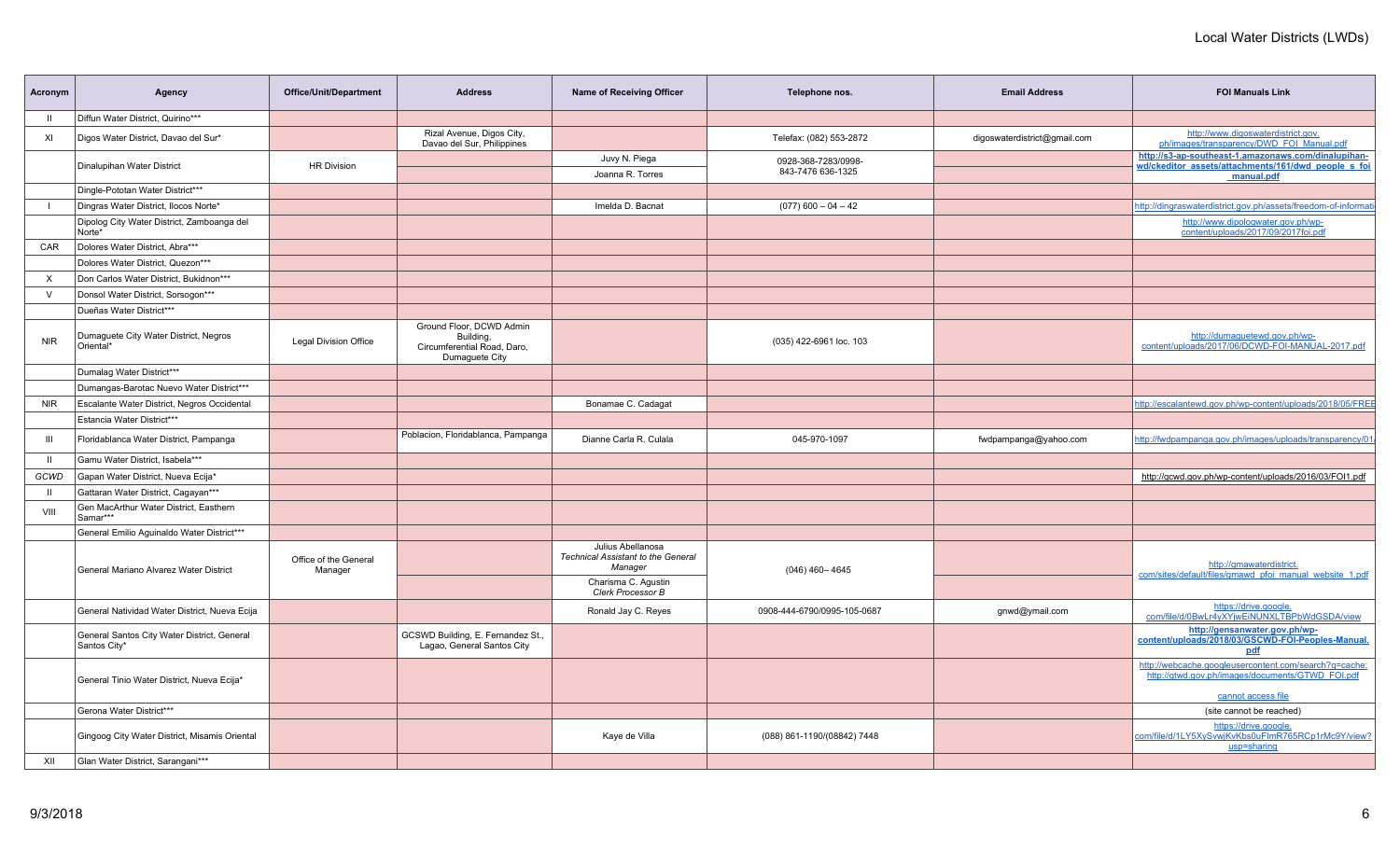# Local Water Districts (LWDs)

| Acronym | Agency | Office/Unit/Department | Address | Name of Receiving Officer | Telephone nos. | Email Address | FOI Manuals Link |
|---|---|---|---|---|---|---|---|
| II | Diffun Water District, Quirino*** | | | | | | |
| XI | Digos Water District, Davao del Sur* | | Rizal Avenue, Digos City, Davao del Sur, Philippines | | Telefax: (082) 553-2872 | digoswaterdistrict@gmail.com | http://www.digoswaterdistrict.gov.ph/images/transparency/DWD_FOI_Manual.pdf |
| | Dinalupihan Water District | HR Division | | Juvy N. Piega<br>Joanna R. Torres | 0928-368-7283/0998-843-7476 636-1325 | | http://s3-ap-southeast-1.amazonaws.com/dinalupihan-wd/ckeditor_assets/attachments/161/dwd_people_s_foi_manual.pdf |
| | Dingle-Pototan Water District*** | | | | | | |
| I | Dingras Water District, Ilocos Norte* | | | Imelda D. Bacnat | (077) 600 – 04 – 42 | | http://dingraswaterdistrict.gov.ph/assets/freedom-of-informati |
| | Dipolog City Water District, Zamboanga del Norte* | | | | | | http://www.dipologwater.gov.ph/wp-content/uploads/2017/09/2017foi.pdf |
| CAR | Dolores Water District, Abra*** | | | | | | |
| | Dolores Water District, Quezon*** | | | | | | |
| X | Don Carlos Water District, Bukidnon*** | | | | | | |
| V | Donsol Water District, Sorsogon*** | | | | | | |
| | Dueñas Water District*** | | | | | | |
| NIR | Dumaguete City Water District, Negros Oriental* | Legal Division Office | Ground Floor, DCWD Admin Building, Circumferential Road, Daro, Dumaguete City | | (035) 422-6961 loc. 103 | | http://dumaguetewd.gov.ph/wp-content/uploads/2017/06/DCWD-FOI-MANUAL-2017.pdf |
| | Dumalag Water District*** | | | | | | |
| | Dumangas-Barotac Nuevo Water District*** | | | | | | |
| NIR | Escalante Water District, Negros Occidental | | | Bonamae C. Cadagat | | | http://escalantewd.gov.ph/wp-content/uploads/2018/05/FREE |
| | Estancia Water District*** | | | | | | |
| III | Floridablanca Water District, Pampanga | | Poblacion, Floridablanca, Pampanga | Dianne Carla R. Culala | 045-970-1097 | fwdpampanga@yahoo.com | http://fwdpampanga.gov.ph/images/uploads/transparency/01/ |
| II | Gamu Water District, Isabela*** | | | | | | |
| *GCWD* | Gapan Water District, Nueva Ecija* | | | | | | http://gcwd.gov.ph/wp-content/uploads/2016/03/FOI1.pdf |
| II | Gattaran Water District, Cagayan*** | | | | | | |
| VIII | Gen MacArthur Water District, Easthern Samar*** | | | | | | |
| | General Emilio Aguinaldo Water District*** | | | | | | |
| | General Mariano Alvarez Water District | Office of the General Manager | | Julius Abellanosa<br>*Technical Assistant to the General Manager*<br>Charisma C. Agustin<br>*Clerk Processor B* | (046) 460– 4645 | | http://gmawaterdistrict.com/sites/default/files/gmawd_pfoi_manual_website_1.pdf |
| | General Natividad Water District, Nueva Ecija | | | Ronald Jay C. Reyes | 0908-444-6790/0995-105-0687 | gnwd@ymail.com | https://drive.google.com/file/d/0BwLr4yXYjwEiNUNXLTBPbWdGSDA/view |
| | General Santos City Water District, General Santos City* | | GCSWD Building, E. Fernandez St., Lagao, General Santos City | | | | http://gensanwater.gov.ph/wp-content/uploads/2018/03/GSCWD-FOI-Peoples-Manual.pdf |
| | General Tinio Water District, Nueva Ecija* | | | | | | http://webcache.googleusercontent.com/search?q=cache:http://gtwd.gov.ph/images/documents/GTWD_FOI.pdf<br>cannot access file |
| | Gerona Water District*** | | | | | | (site cannot be reached) |
| | Gingoog City Water District, Misamis Oriental | | | Kaye de Villa | (088) 861-1190/(08842) 7448 | | https://drive.google.com/file/d/1LY5XySvwjKvKbs0uFImR765RCp1rMc9Y/view?usp=sharing |
| XII | Glan Water District, Sarangani*** | | | | | | |

9/3/2018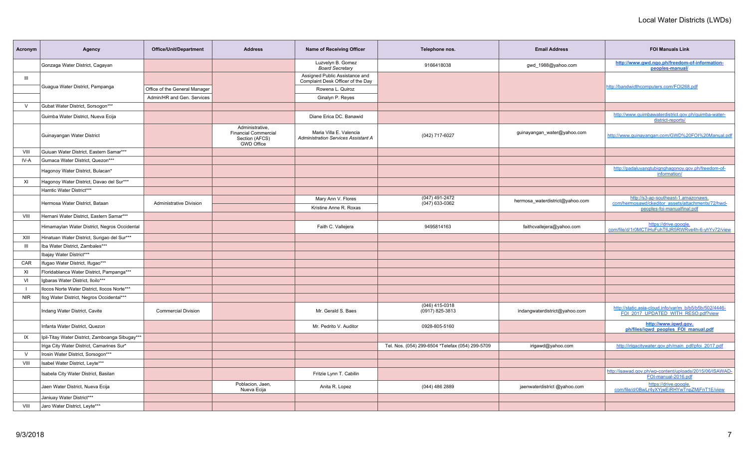# Local Water Districts (LWDs)

| Acronym | Agency | Office/Unit/Department | Address | Name of Receiving Officer | Telephone nos. | Email Address | FOI Manuals Link |
|---|---|---|---|---|---|---|---|
| | Gonzaga Water District, Cagayan | | | Luzvelyn B. Gomez *Board Secretary* | 9166418038 | gwd_1988@yahoo.com | **http://www.gwd.ngo.ph/freedom-of-information-peoples-manual/** |
| III | Guagua Water District, Pampanga | | | Assigned Public Assistance and Complaint Desk Officer of the Day | | | http://bandwidthcomputers.com/FOI268.pdf |
| | | Office of the General Manager | | Rowena L. Quiroz | | | |
| | | Admin/HR and Gen. Services | | Ginalyn P. Reyes | | | |
| V | Gubat Water District, Sorsogon*** | | | | | | |
| | Guimba Water District, Nueva Ecija | | | Diane Erica DC. Banawid | | | http://www.guimbawaterdistrict.gov.ph/guimba-water-district-reports/ |
| | Guinayangan Water District | | Administrative, Financial Commercial Section (AFCS) GWD Office | Maria Villa E. Valencia *Administration Services Assistant A* | (042) 717-6027 | guinayangan_water@yahoo.com | http://www.guinayangan.com/GWD%20FOI%20Manual.pdf |
| VIII | Guiuan Water District, Eastern Samar*** | | | | | | |
| IV-A | Gumaca Water District, Quezon*** | | | | | | |
| | Hagonoy Water District, Bulacan* | | | | | | http://padaluyangtubignghagonoy.gov.ph/freedom-of-information/ |
| XI | Hagonoy Water District, Davao del Sur*** | | | | | | |
| | Hamtic Water District*** | | | | | | |
| | Hermosa Water District, Bataan | Administrative Division | | Mary Ann V. Flores | (047) 491-2472 (047) 633-0362 | hermosa_waterdistrict@yahoo.com | http://s3-ap-southeast-1.amazonaws.com/hermosawd/ckeditor_assets/attachments/72/hwd-peoples-foi-manualfinal.pdf |
| | | | | Kristine Anne R. Roxas | | | |
| VIII | Hernani Water District, Eastern Samar*** | | | | | | |
| | Himamaylan Water District, Negros Occidental | | | Faith C. Vallejera | 9495814163 | faithcvallejera@yahoo.com | https://drive.google.com/file/d/1r0MCTiHuFuhT6JR5RWRve4h-6-yhYv72/view |
| XIII | Hinatuan Water District, Surigao del Sur*** | | | | | | |
| III | Iba Water District, Zambales*** | | | | | | |
| | Ibajay Water District*** | | | | | | |
| CAR | Ifugao Water District, Ifugao*** | | | | | | |
| XI | Floridablanca Water District, Pampanga*** | | | | | | |
| VI | Igbaras Water District, Iloilo*** | | | | | | |
| I | Ilocos Norte Water District, Ilocos Norte*** | | | | | | |
| NIR | Ilog Water District, Negros Occidental*** | | | | | | |
| | Indang Water District, Cavite | Commercial Division | | Mr. Gerald S. Baes | (046) 415-0318 (0917) 825-3813 | indangwaterdistrict@yahoo.com | http://static.asia-cloud.info/var/m_b/b5/b5b/502/4446-FOI_2017_UPDATED_WITH_RESO.pdf?view |
| | Infanta Water District, Quezon | | | Mr. Pedrito V. Auditor | 0928-805-5160 | | **http://www.iqwd.gov.ph/files/iqwd_peoples_FOI_manual.pdf** |
| IX | Ipil-Titay Water District, Zamboanga Sibugay*** | | | | | | |
| | Iriga City Water District, Camarines Sur* | | | | Tel. Nos. (054) 299-6504 *Telefax (054) 299-5709 | irigawd@yahoo.com | http://irigacitywater.gov.ph/main_pdf/pfoi_2017.pdf |
| V | Irosin Water District, Sorsogon*** | | | | | | |
| VIII | Isabel Water District, Leyte*** | | | | | | |
| | Isabela City Water District, Basilan | | | Fritzie Lynn T. Cabilin | | | http://isawad.gov.ph/wp-content/uploads/2015/06/ISAWAD-FOI-manual-2016.pdf |
| | Jaen Water District, Nueva Ecija | | Poblacion, Jaen, Nueva Ecija | Anita R. Lopez | (044) 486 2889 | jaenwaterdistrict @yahoo.com | https://drive.google.com/file/d/0BwLr4yXYjwEiRHYwTnpZMjFnT1E/view |
| | Janiuay Water District*** | | | | | | |
| VIII | Jaro Water District, Leyte*** | | | | | | |

9/3/2018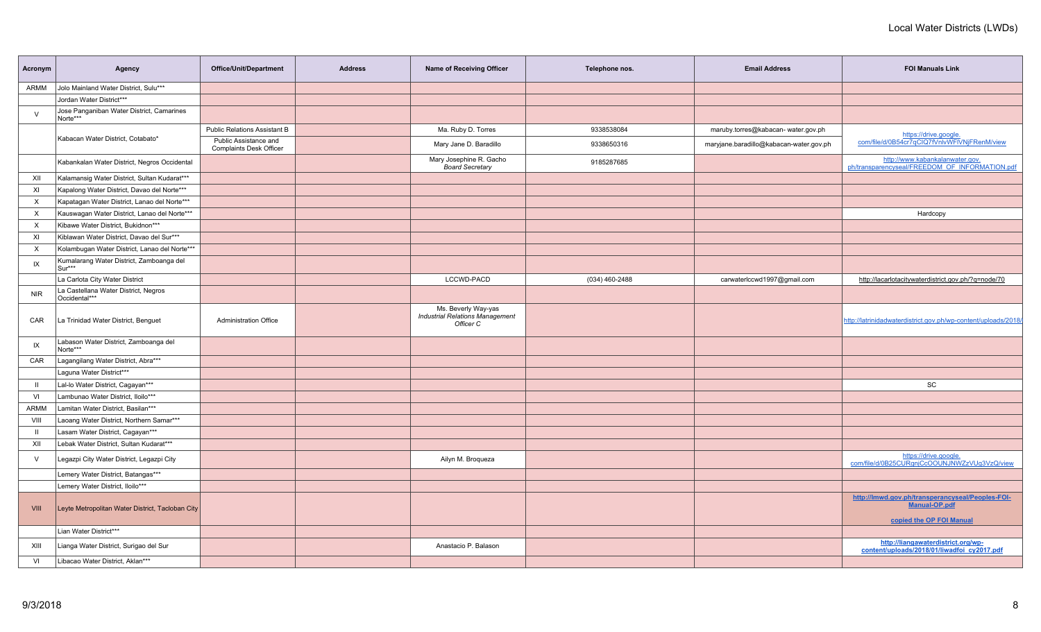# Local Water Districts (LWDs)

| Acronym | Agency | Office/Unit/Department | Address | Name of Receiving Officer | Telephone nos. | Email Address | FOI Manuals Link |
|---|---|---|---|---|---|---|---|
| ARMM | Jolo Mainland Water District, Sulu*** | | | | | | |
| | Jordan Water District*** | | | | | | |
| V | Jose Panganiban Water District, Camarines Norte*** | | | | | | |
| | Kabacan Water District, Cotabato* | Public Relations Assistant B | | Ma. Ruby D. Torres | 9338538084 | maruby.torres@kabacan- water.gov.ph | https://drive.google.com/file/d/0B54cr7qClQ7fVnlvWFlVNjFRenM/view |
| | | Public Assistance and Complaints Desk Officer | | Mary Jane D. Baradillo | 9338650316 | maryjane.baradillo@kabacan-water.gov.ph | |
| | Kabankalan Water District, Negros Occidental | | | Mary Josephine R. Gacho *Board Secretary* | 9185287685 | | http://www.kabankalanwater.gov.ph/transparencyseal/FREEDOM_OF_INFORMATION.pdf |
| XII | Kalamansig Water District, Sultan Kudarat*** | | | | | | |
| XI | Kapalong Water District, Davao del Norte*** | | | | | | |
| X | Kapatagan Water District, Lanao del Norte*** | | | | | | |
| X | Kauswagan Water District, Lanao del Norte*** | | | | | | Hardcopy |
| X | Kibawe Water District, Bukidnon*** | | | | | | |
| XI | Kiblawan Water District, Davao del Sur*** | | | | | | |
| X | Kolambugan Water District, Lanao del Norte*** | | | | | | |
| IX | Kumalarang Water District, Zamboanga del Sur*** | | | | | | |
| | La Carlota City Water District | | | LCCWD-PACD | (034) 460-2488 | carwaterlccwd1997@gmail.com | http://lacarlotacitywaterdistrict.gov.ph/?q=node/70 |
| NIR | La Castellana Water District, Negros Occidental*** | | | | | | |
| CAR | La Trinidad Water District, Benguet | Administration Office | | Ms. Beverly Way-yas *Industrial Relations Management Officer C* | | | http://latrinidadwaterdistrict.gov.ph/wp-content/uploads/2018/ |
| IX | Labason Water District, Zamboanga del Norte*** | | | | | | |
| CAR | Lagangilang Water District, Abra*** | | | | | | |
| | Laguna Water District*** | | | | | | |
| II | Lal-lo Water District, Cagayan*** | | | | | | SC |
| VI | Lambunao Water District, Iloilo*** | | | | | | |
| ARMM | Lamitan Water District, Basilan*** | | | | | | |
| VIII | Laoang Water District, Northern Samar*** | | | | | | |
| II | Lasam Water District, Cagayan*** | | | | | | |
| XII | Lebak Water District, Sultan Kudarat*** | | | | | | |
| V | Legazpi City Water District, Legazpi City | | | Ailyn M. Broqueza | | | https://drive.google.com/file/d/0B25CURqniCcOOUNJNWZzVUg3VzQ/view |
| | Lemery Water District, Batangas*** | | | | | | |
| | Lemery Water District, Iloilo*** | | | | | | |
| VIII | Leyte Metropolitan Water District, Tacloban City | | | | | | **http://lmwd.gov.ph/transperancyseal/Peoples-FOI-Manual-OP.pdf** **copied the OP FOI Manual** |
| | Lian Water District*** | | | | | | |
| XIII | Lianga Water District, Surigao del Sur | | | Anastacio P. Balason | | | **http://liangawaterdistrict.org/wp-content/uploads/2018/01/liwadfoi_cy2017.pdf** |
| VI | Libacao Water District, Aklan*** | | | | | | |

9/3/2018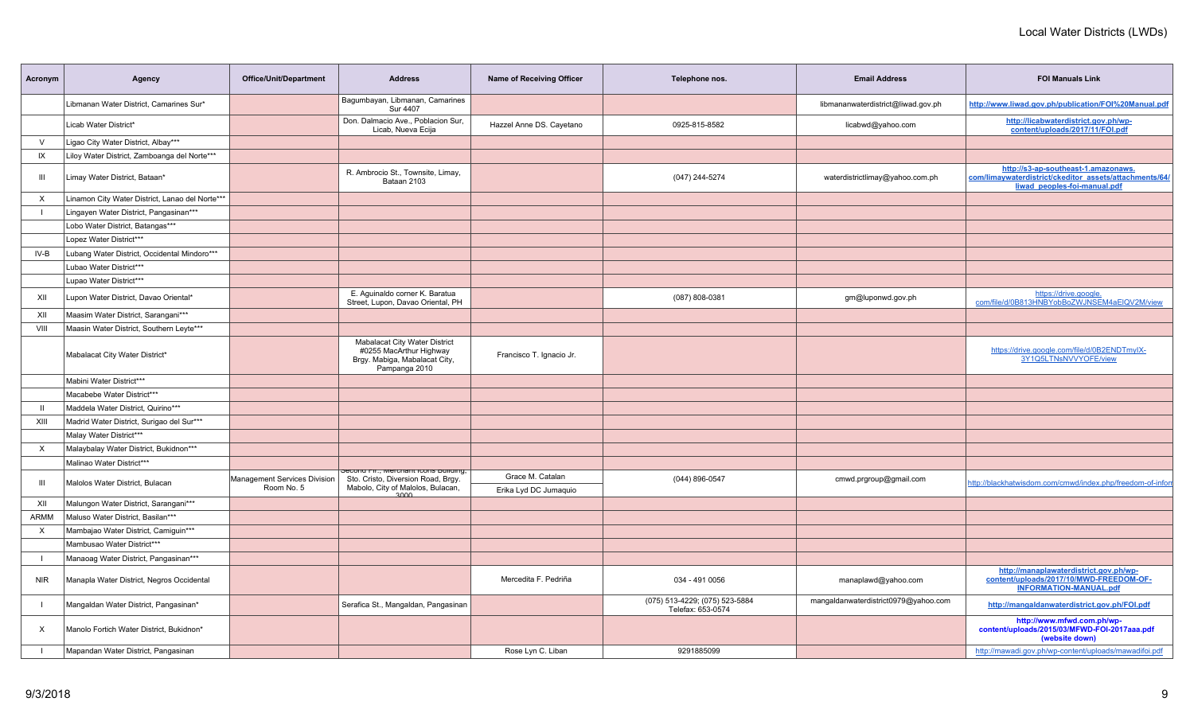| Acronym | Agency | Office/Unit/Department | Address | Name of Receiving Officer | Telephone nos. | Email Address | FOI Manuals Link |
|---|---|---|---|---|---|---|---|
| | Libmanan Water District, Camarines Sur* | | Bagumbayan, Libmanan, Camarines Sur 4407 | | | libmananwaterdistrict@liwad.gov.ph | http://www.liwad.gov.ph/publication/FOI%20Manual.pdf |
| | Licab Water District* | | Don. Dalmacio Ave., Poblacion Sur, Licab, Nueva Ecija | Hazzel Anne DS. Cayetano | 0925-815-8582 | licabwd@yahoo.com | http://licabwaterdistrict.gov.ph/wp-content/uploads/2017/11/FOI.pdf |
| V | Ligao City Water District, Albay*** | | | | | | |
| IX | Liloy Water District, Zamboanga del Norte*** | | | | | | |
| III | Limay Water District, Bataan* | | R. Ambrocio St., Townsite, Limay, Bataan 2103 | | (047) 244-5274 | waterdistrictlimay@yahoo.com.ph | http://s3-ap-southeast-1.amazonaws.com/limaywaterdistrict/ckeditor_assets/attachments/64/liwad_peoples-foi-manual.pdf |
| X | Linamon City Water District, Lanao del Norte*** | | | | | | |
| I | Lingayen Water District, Pangasinan*** | | | | | | |
| | Lobo Water District, Batangas*** | | | | | | |
| | Lopez Water District*** | | | | | | |
| IV-B | Lubang Water District, Occidental Mindoro*** | | | | | | |
| | Lubao Water District*** | | | | | | |
| | Lupao Water District*** | | | | | | |
| XII | Lupon Water District, Davao Oriental* | | E. Aguinaldo corner K. Baratua Street, Lupon, Davao Oriental, PH | | (087) 808-0381 | gm@luponwd.gov.ph | https://drive.google.com/file/d/0B813HNBYobBoZWJNSEM4aElQV2M/view |
| XII | Maasim Water District, Sarangani*** | | | | | | |
| VIII | Maasin Water District, Southern Leyte*** | | | | | | |
| | Mabalacat City Water District* | | Mabalacat City Water District #0255 MacArthur Highway Brgy. Mabiga, Mabalacat City, Pampanga 2010 | Francisco T. Ignacio Jr. | | | https://drive.google.com/file/d/0B2ENDTmylX-3Y1Q5LTNsNVVYOFE/view |
| | Mabini Water District*** | | | | | | |
| | Macabebe Water District*** | | | | | | |
| II | Maddela Water District, Quirino*** | | | | | | |
| XIII | Madrid Water District, Surigao del Sur*** | | | | | | |
| | Malay Water District*** | | | | | | |
| X | Malaybalay Water District, Bukidnon*** | | | | | | |
| | Malinao Water District*** | | | | | | |
| III | Malolos Water District, Bulacan | Management Services Division Room No. 5 | Second Flr., Merchant Icons Building, Sto. Cristo, Diversion Road, Brgy. Mabolo, City of Malolos, Bulacan, 3000 | Grace M. Catalan<br>Erika Lyd DC Jumaquio | (044) 896-0547 | cmwd.prgroup@gmail.com | http://blackhatwisdom.com/cmwd/index.php/freedom-of-infor |
| XII | Malungon Water District, Sarangani*** | | | | | | |
| ARMM | Maluso Water District, Basilan*** | | | | | | |
| X | Mambajao Water District, Camiguin*** | | | | | | |
| | Mambusao Water District*** | | | | | | |
| I | Manaoag Water District, Pangasinan*** | | | | | | |
| NIR | Manapla Water District, Negros Occidental | | | Mercedita F. Pedriña | 034 - 491 0056 | manaplawd@yahoo.com | http://manaplawaterdistrict.gov.ph/wp-content/uploads/2017/10/MWD-FREEDOM-OF-INFORMATION-MANUAL.pdf |
| I | Mangaldan Water District, Pangasinan* | | Serafica St., Mangaldan, Pangasinan | | (075) 513-4229; (075) 523-5884 Telefax: 653-0574 | mangaldanwaterdistrict0979@yahoo.com | http://mangaldanwaterdistrict.gov.ph/FOI.pdf |
| X | Manolo Fortich Water District, Bukidnon* | | | | | | http://www.mfwd.com.ph/wp-content/uploads/2015/03/MFWD-FOI-2017aaa.pdf (website down) |
| I | Mapandan Water District, Pangasinan | | | Rose Lyn C. Liban | 9291885099 | | http://mawadi.gov.ph/wp-content/uploads/mawadifoi.pdf |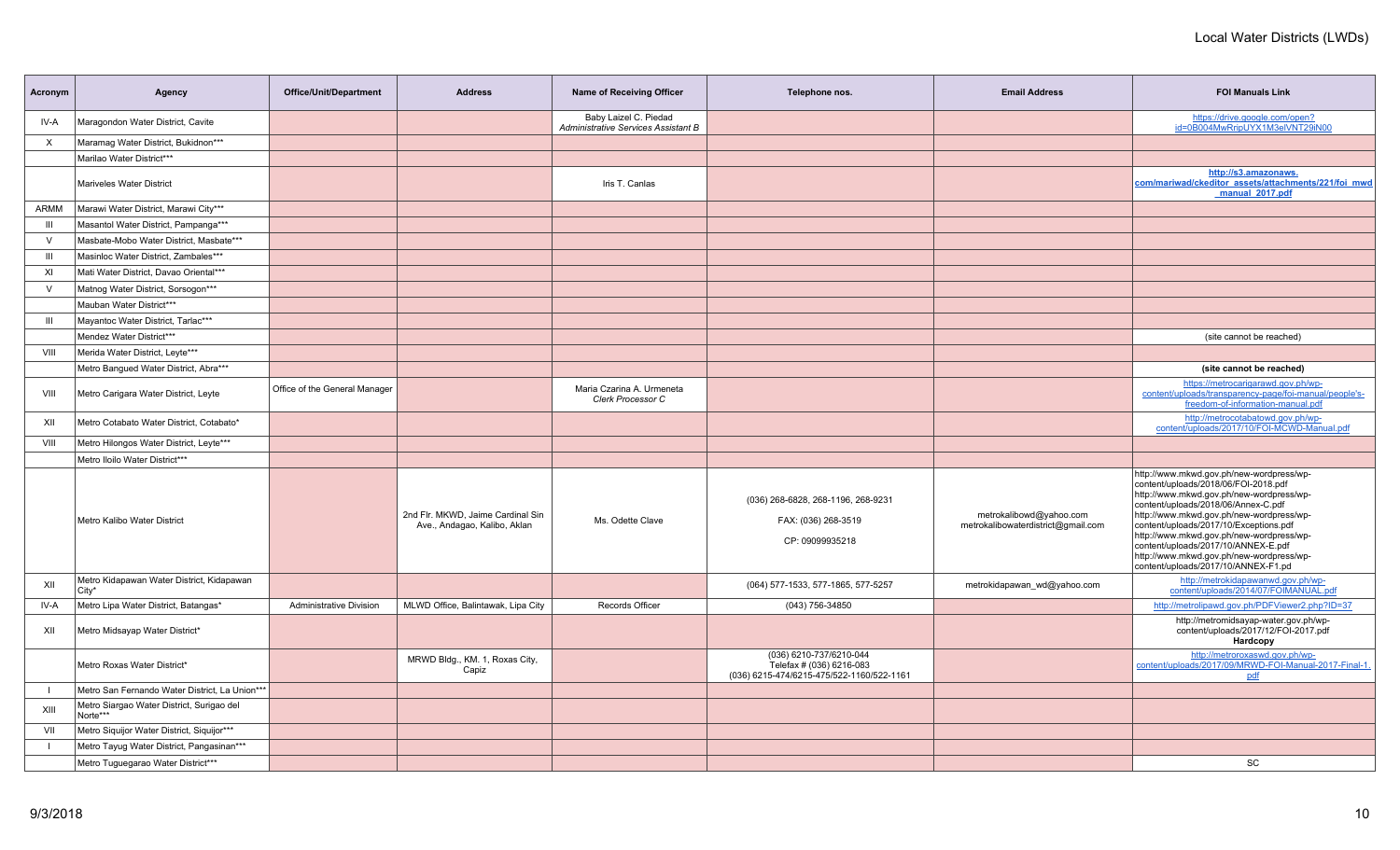# Local Water Districts (LWDs)

| Acronym | Agency | Office/Unit/Department | Address | Name of Receiving Officer | Telephone nos. | Email Address | FOI Manuals Link |
|---|---|---|---|---|---|---|---|
| IV-A | Maragondon Water District, Cavite | | | Baby Laizel C. Piedad *Administrative Services Assistant B* | | | https://drive.google.com/open?id=0B004MwRripUYX1M3elVNT29iN00 |
| X | Maramag Water District, Bukidnon*** | | | | | | |
| | Marilao Water District*** | | | | | | |
| | Mariveles Water District | | | Iris T. Canlas | | | **http://s3.amazonaws.com/mariwad/ckeditor_assets/attachments/221/foi_mwd_manual_2017.pdf** |
| ARMM | Marawi Water District, Marawi City*** | | | | | | |
| III | Masantol Water District, Pampanga*** | | | | | | |
| V | Masbate-Mobo Water District, Masbate*** | | | | | | |
| III | Masinloc Water District, Zambales*** | | | | | | |
| XI | Mati Water District, Davao Oriental*** | | | | | | |
| V | Matnog Water District, Sorsogon*** | | | | | | |
| | Mauban Water District*** | | | | | | |
| III | Mayantoc Water District, Tarlac*** | | | | | | |
| | Mendez Water District*** | | | | | | (site cannot be reached) |
| VIII | Merida Water District, Leyte*** | | | | | | |
| | Metro Bangued Water District, Abra*** | | | | | | **(site cannot be reached)** |
| VIII | Metro Carigara Water District, Leyte | Office of the General Manager | | Maria Czarina A. Urmeneta *Clerk Processor C* | | | https://metrocarigarawd.gov.ph/wp-content/uploads/transparency-page/foi-manual/people's-freedom-of-information-manual.pdf |
| XII | Metro Cotabato Water District, Cotabato* | | | | | | http://metrocotabatowd.gov.ph/wp-content/uploads/2017/10/FOI-MCWD-Manual.pdf |
| VIII | Metro Hilongos Water District, Leyte*** | | | | | | |
| | Metro Iloilo Water District*** | | | | | | |
| | Metro Kalibo Water District | | 2nd Flr. MKWD, Jaime Cardinal Sin Ave., Andagao, Kalibo, Aklan | Ms. Odette Clave | (036) 268-6828, 268-1196, 268-9231<br>FAX: (036) 268-3519<br>CP: 09099935218 | metrokalibowd@yahoo.com<br>metrokalibowaterdistrict@gmail.com | http://www.mkwd.gov.ph/new-wordpress/wp-content/uploads/2018/06/FOI-2018.pdf<br>http://www.mkwd.gov.ph/new-wordpress/wp-content/uploads/2018/06/Annex-C.pdf<br>http://www.mkwd.gov.ph/new-wordpress/wp-content/uploads/2017/10/Exceptions.pdf<br>http://www.mkwd.gov.ph/new-wordpress/wp-content/uploads/2017/10/ANNEX-E.pdf<br>http://www.mkwd.gov.ph/new-wordpress/wp-content/uploads/2017/10/ANNEX-F1.pd |
| XII | Metro Kidapawan Water District, Kidapawan City* | | | | (064) 577-1533, 577-1865, 577-5257 | metrokidapawan_wd@yahoo.com | http://metrokidapawanwd.gov.ph/wp-content/uploads/2014/07/FOIMANUAL.pdf |
| IV-A | Metro Lipa Water District, Batangas* | Administrative Division | MLWD Office, Balintawak, Lipa City | Records Officer | (043) 756-34850 | | http://metrolipawd.gov.ph/PDFViewer2.php?ID=37 |
| XII | Metro Midsayap Water District* | | | | | | http://metromidsayap-water.gov.ph/wp-content/uploads/2017/12/FOI-2017.pdf<br>**Hardcopy** |
| | Metro Roxas Water District* | | MRWD Bldg., KM. 1, Roxas City, Capiz | | (036) 6210-737/6210-044<br>Telefax # (036) 6216-083<br>(036) 6215-474/6215-475/522-1160/522-1161 | | http://metroroxaswd.gov.ph/wp-content/uploads/2017/09/MRWD-FOI-Manual-2017-Final-1.pdf |
| I | Metro San Fernando Water District, La Union*** | | | | | | |
| XIII | Metro Siargao Water District, Surigao del Norte*** | | | | | | |
| VII | Metro Siquijor Water District, Siquijor*** | | | | | | |
| I | Metro Tayug Water District, Pangasinan*** | | | | | | |
| | Metro Tuguegarao Water District*** | | | | | | SC |

9/3/2018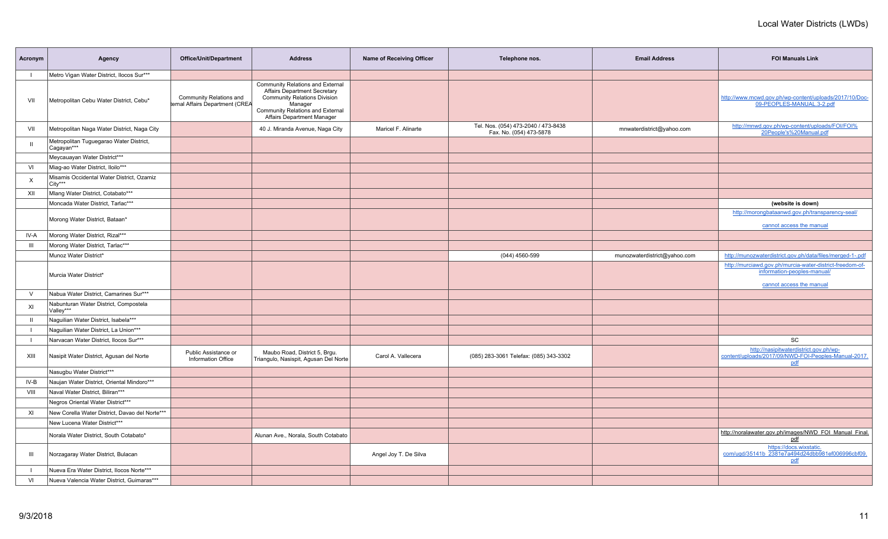# Local Water Districts (LWDs)

| Acronym | Agency | Office/Unit/Department | Address | Name of Receiving Officer | Telephone nos. | Email Address | FOI Manuals Link |
|---|---|---|---|---|---|---|---|
| I | Metro Vigan Water District, Ilocos Sur*** | | | | | | |
| VII | Metropolitan Cebu Water District, Cebu* | Community Relations and ternal Affairs Department (CREA | Community Relations and External Affairs Department Secretary Community Relations Division Manager Community Relations and External Affairs Department Manager | | | | http://www.mcwd.gov.ph/wp-content/uploads/2017/10/Doc-09-PEOPLES-MANUAL.3-2.pdf |
| VII | Metropolitan Naga Water District, Naga City | | 40 J. Miranda Avenue, Naga City | Maricel F. Alinarte | Tel. Nos. (054) 473-2040 / 473-8438 Fax. No. (054) 473-5878 | mnwaterdistrict@yahoo.com | http://mnwd.gov.ph/wp-content/uploads/FOI/FOI%20People's%20Manual.pdf |
| II | Metropolitan Tuguegarao Water District, Cagayan*** | | | | | | |
| | Meycauayan Water District*** | | | | | | |
| VI | Miag-ao Water District, Iloilo*** | | | | | | |
| X | Misamis Occidental Water District, Ozamiz City*** | | | | | | |
| XII | Mlang Water District, Cotabato*** | | | | | | |
| | Moncada Water District, Tarlac*** | | | | | | **(website is down)** |
| | Morong Water District, Bataan* | | | | | | http://morongbataanwd.gov.ph/transparency-seal/ cannot access the manual |
| IV-A | Morong Water District, Rizal*** | | | | | | |
| III | Morong Water District, Tarlac*** | | | | | | |
| | Munoz Water District* | | | | (044) 4560-599 | munozwaterdistrict@yahoo.com | http://munozwaterdistrict.gov.ph/data/files/merged-1-.pdf |
| | Murcia Water District* | | | | | | http://murciawd.gov.ph/murcia-water-district-freedom-of-information-peoples-manual/ cannot access the manual |
| V | Nabua Water District, Camarines Sur*** | | | | | | |
| XI | Nabunturan Water District, Compostela Valley*** | | | | | | |
| II | Naguilian Water District, Isabela*** | | | | | | |
| I | Naguilian Water District, La Union*** | | | | | | |
| I | Narvacan Water District, Ilocos Sur*** | | | | | | SC |
| XIII | Nasipit Water District, Agusan del Norte | Public Assistance or Information Office | Maubo Road, District 5, Brgu. Triangulo, Nasisipit, Agusan Del Norte | Carol A. Vallecera | (085) 283-3061 Telefax: (085) 343-3302 | | http://nasipitwaterdistrict.gov.ph/wp-content/uploads/2017/09/NWD-FOI-Peoples-Manual-2017.pdf |
| | Nasugbu Water District*** | | | | | | |
| IV-B | Naujan Water District, Oriental Mindoro*** | | | | | | |
| VIII | Naval Water District, Biliran*** | | | | | | |
| | Negros Oriental Water District*** | | | | | | |
| XI | New Corella Water District, Davao del Norte*** | | | | | | |
| | New Lucena Water District*** | | | | | | |
| | Norala Water District, South Cotabato* | | Alunan Ave., Norala, South Cotabato | | | | http://noralawater.gov.ph/images/NWD_FOI_Manual_Final.pdf |
| III | Norzagaray Water District, Bulacan | | | Angel Joy T. De Silva | | | https://docs.wixstatic.com/ugd/35141b_2381e7a494d24dbb981ef006996cbf09.pdf |
| I | Nueva Era Water District, Ilocos Norte*** | | | | | | |
| VI | Nueva Valencia Water District, Guimaras*** | | | | | | |

9/3/2018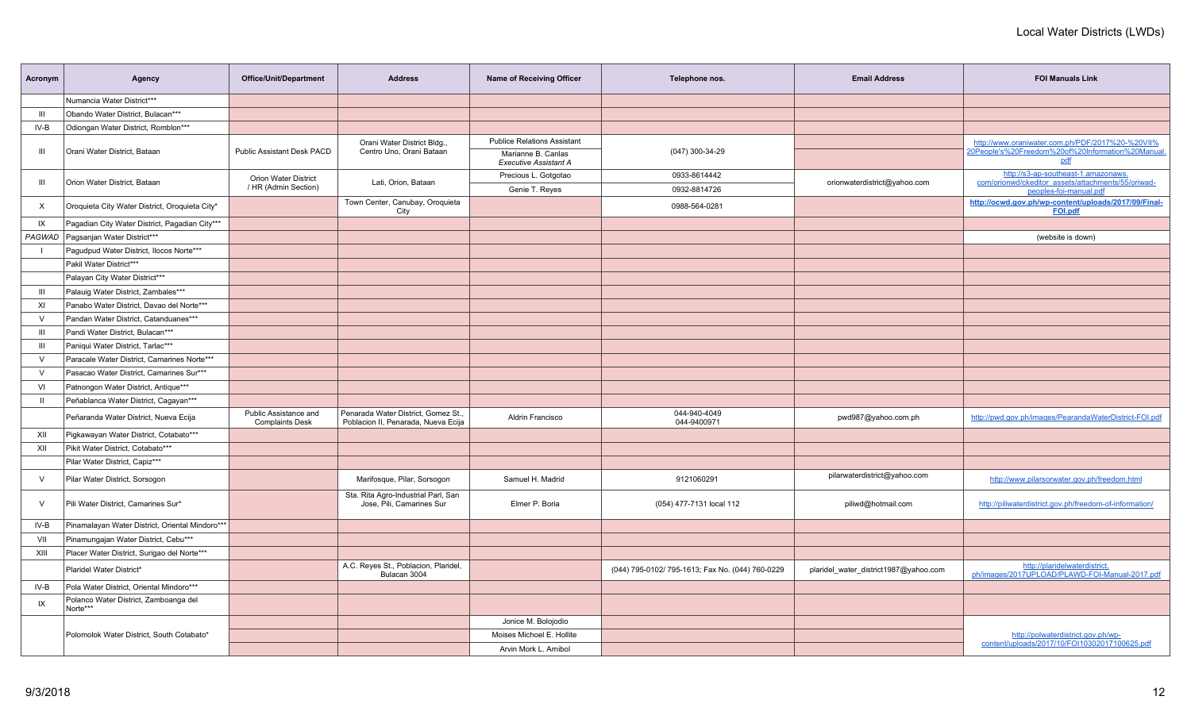# Local Water Districts (LWDs)

| Acronym | Agency | Office/Unit/Department | Address | Name of Receiving Officer | Telephone nos. | Email Address | FOI Manuals Link |
|---|---|---|---|---|---|---|---|
| | Numancia Water District*** | | | | | | |
| III | Obando Water District, Bulacan*** | | | | | | |
| IV-B | Odiongan Water District, Romblon*** | | | | | | |
| III | Orani Water District, Bataan | Public Assistant Desk PACD | Orani Water District Bldg., Centro Uno, Orani Bataan | Publice Relations Assistant<br>Marianne B. Canlas<br>*Executive Assistant A* | (047) 300-34-29 | | http://www.oraniwater.com.ph/PDF/2017%20-%20VII%20People's%20Freedom%20of%20Information%20Manual.pdf |
| III | Orion Water District, Bataan | Orion Water District / HR (Admin Section) | Lati, Orion, Bataan | Precious L. Gotgotao<br>Genie T. Reyes | 0933-8614442<br>0932-8814726 | orionwaterdistrict@yahoo.com | http://s3-ap-southeast-1.amazonaws.com/orionwd/ckeditor_assets/attachments/55/oriwad-peoples-foi-manual.pdf |
| X | Oroquieta City Water District, Oroquieta City* | | Town Center, Canubay, Oroquieta City | | 0988-564-0281 | | **http://ocwd.gov.ph/wp-content/uploads/2017/09/Final-FOI.pdf** |
| IX | Pagadian City Water District, Pagadian City*** | | | | | | |
| *PAGWAD* | Pagsanjan Water District*** | | | | | | (website is down) |
| I | Pagudpud Water District, Ilocos Norte*** | | | | | | |
| | Pakil Water District*** | | | | | | |
| | Palayan City Water District*** | | | | | | |
| III | Palauig Water District, Zambales*** | | | | | | |
| XI | Panabo Water District, Davao del Norte*** | | | | | | |
| V | Pandan Water District, Catanduanes*** | | | | | | |
| III | Pandi Water District, Bulacan*** | | | | | | |
| III | Paniqui Water District, Tarlac*** | | | | | | |
| V | Paracale Water District, Camarines Norte*** | | | | | | |
| V | Pasacao Water District, Camarines Sur*** | | | | | | |
| VI | Patnongon Water District, Antique*** | | | | | | |
| II | Peñablanca Water District, Cagayan*** | | | | | | |
| | Peñaranda Water District, Nueva Ecija | Public Assistance and Complaints Desk | Penarada Water District, Gomez St., Poblacion II, Penarada, Nueva Ecija | Aldrin Francisco | 044-940-4049<br>044-9400971 | pwd987@yahoo.com.ph | http://pwd.gov.ph/images/PearandaWaterDistrict-FOI.pdf |
| XII | Pigkawayan Water District, Cotabato*** | | | | | | |
| XII | Pikit Water District, Cotabato*** | | | | | | |
| | Pilar Water District, Capiz*** | | | | | | |
| V | Pilar Water District, Sorsogon | | Marifosque, Pilar, Sorsogon | Samuel H. Madrid | 9121060291 | pilarwaterdistrict@yahoo.com | http://www.pilarsorwater.gov.ph/freedom.html |
| V | Pili Water District, Camarines Sur* | | Sta. Rita Agro-Industrial Parl, San Jose, Pili, Camarines Sur | Elmer P. Boria | (054) 477-7131 local 112 | piliwd@hotmail.com | http://piliwaterdistrict.gov.ph/freedom-of-information/ |
| IV-B | Pinamalayan Water District, Oriental Mindoro*** | | | | | | |
| VII | Pinamungajan Water District, Cebu*** | | | | | | |
| XIII | Placer Water District, Surigao del Norte*** | | | | | | |
| | Plaridel Water District* | | A.C. Reyes St., Poblacion, Plaridel, Bulacan 3004 | | (044) 795-0102/ 795-1613; Fax No. (044) 760-0229 | plaridel_water_district1987@yahoo.com | http://plaridelwaterdistrict.ph/images/2017UPLOAD/PLAWD-FOI-Manual-2017.pdf |
| IV-B | Pola Water District, Oriental Mindoro*** | | | | | | |
| IX | Polanco Water District, Zamboanga del Norte*** | | | | | | |
| | Polomolok Water District, South Cotabato* | | | Jonice M. Bolojodio<br>Moises Michoel E. Hollite<br>Arvin Mork L. Arnibol | | | http://polwaterdistrict.gov.ph/wp-content/uploads/2017/10/FOI10302017100625.pdf |

9/3/2018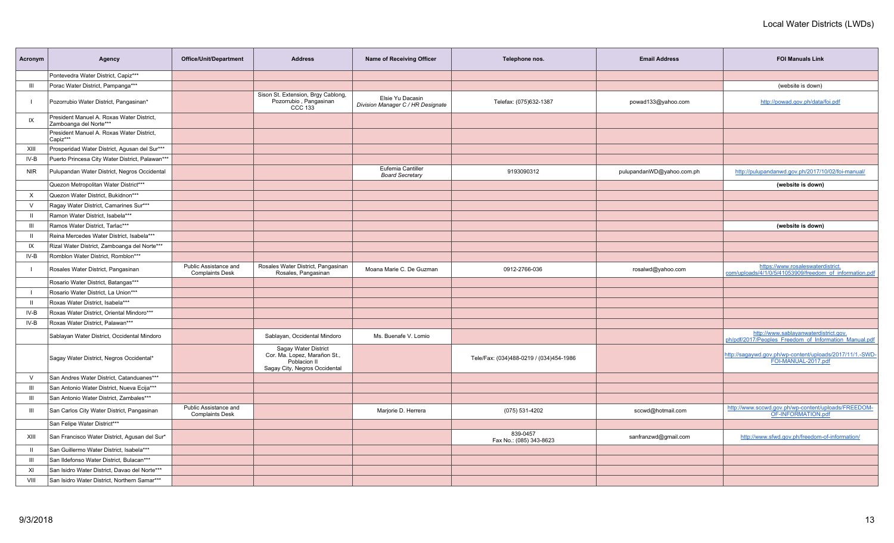# Local Water Districts (LWDs)

| Acronym | Agency | Office/Unit/Department | Address | Name of Receiving Officer | Telephone nos. | Email Address | FOI Manuals Link |
|---|---|---|---|---|---|---|---|
| | Pontevedra Water District, Capiz*** | | | | | | |
| III | Porac Water District, Pampanga*** | | | | | | (website is down) |
| I | Pozorrubio Water District, Pangasinan* | | Sison St. Extension, Brgy Cablong, Pozorrubio , Pangasinan CCC 133 | Elsie Yu Dacasin *Division Manager C / HR Designate* | Telefax: (075)632-1387 | powad133@yahoo.com | http://powad.gov.ph/data/foi.pdf |
| IX | President Manuel A. Roxas Water District, Zamboanga del Norte*** | | | | | | |
| | President Manuel A. Roxas Water District, Capiz*** | | | | | | |
| XIII | Prosperidad Water District, Agusan del Sur*** | | | | | | |
| IV-B | Puerto Princesa City Water District, Palawan*** | | | | | | |
| NIR | Pulupandan Water District, Negros Occidental | | | Eufemia Cantiller *Board Secretary* | 9193090312 | pulupandanWD@yahoo.com.ph | http://pulupandanwd.gov.ph/2017/10/02/foi-manual/ |
| | Quezon Metropolitan Water District*** | | | | | | **(website is down)** |
| X | Quezon Water District, Bukidnon*** | | | | | | |
| V | Ragay Water District, Camarines Sur*** | | | | | | |
| II | Ramon Water District, Isabela*** | | | | | | |
| III | Ramos Water District, Tarlac*** | | | | | | **(website is down)** |
| II | Reina Mercedes Water District, Isabela*** | | | | | | |
| IX | Rizal Water District, Zamboanga del Norte*** | | | | | | |
| IV-B | Romblon Water District, Romblon*** | | | | | | |
| I | Rosales Water District, Pangasinan | Public Assistance and Complaints Desk | Rosales Water District, Pangasinan Rosales, Pangasinan | Moana Marie C. De Guzman | 0912-2766-036 | rosalwd@yahoo.com | https://www.rosaleswaterdistrict.com/uploads/4/1/0/5/41053909/freedom_of_information.pdf |
| | Rosario Water District, Batangas*** | | | | | | |
| I | Rosario Water District, La Union*** | | | | | | |
| II | Roxas Water District, Isabela*** | | | | | | |
| IV-B | Roxas Water District, Oriental Mindoro*** | | | | | | |
| IV-B | Roxas Water District, Palawan*** | | | | | | |
| | Sablayan Water District, Occidental Mindoro | | Sablayan, Occidental Mindoro | Ms. Buenafe V. Lomio | | | http://www.sablayanwaterdistrict.gov.ph/pdf/2017/Peoples_Freedom_of_Information_Manual.pdf |
| | Sagay Water District, Negros Occidental* | | Sagay Water District Cor. Ma. Lopez, Marañon St., Poblacion II Sagay City, Negros Occidental | | Tele/Fax: (034)488-0219 / (034)454-1986 | | http://sagaywd.gov.ph/wp-content/uploads/2017/11/1.-SWD-FOI-MANUAL-2017.pdf |
| V | San Andres Water District, Catanduanes*** | | | | | | |
| III | San Antonio Water District, Nueva Ecija*** | | | | | | |
| III | San Antonio Water District, Zambales*** | | | | | | |
| III | San Carlos City Water District, Pangasinan | Public Assistance and Complaints Desk | | Marjorie D. Herrera | (075) 531-4202 | sccwd@hotmail.com | http://www.sccwd.gov.ph/wp-content/uploads/FREEDOM-OF-INFORMATION.pdf |
| | San Felipe Water District*** | | | | | | |
| XIII | San Francisco Water District, Agusan del Sur* | | | | 839-0457 Fax No.: (085) 343-8623 | sanfranzwd@gmail.com | http://www.sfwd.gov.ph/freedom-of-information/ |
| II | San Guillermo Water District, Isabela*** | | | | | | |
| III | San Ildefonso Water District, Bulacan*** | | | | | | |
| XI | San Isidro Water District, Davao del Norte*** | | | | | | |
| VIII | San Isidro Water District, Northern Samar*** | | | | | | |

9/3/2018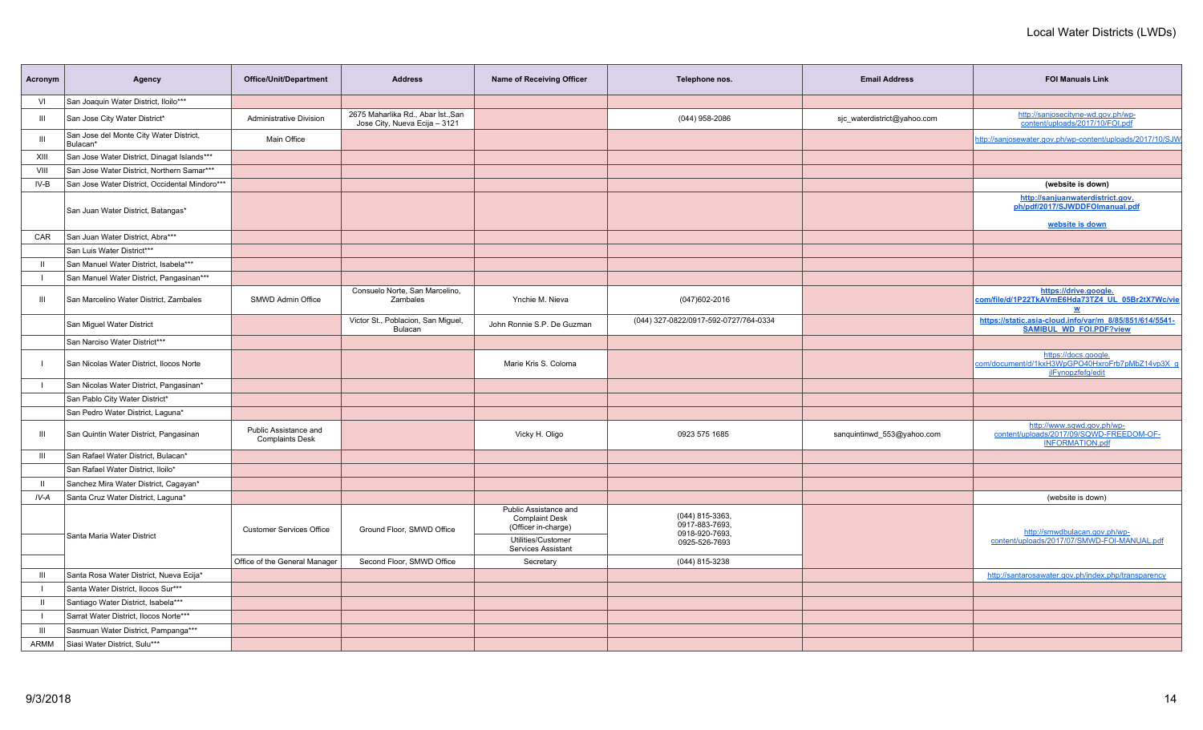Local Water Districts (LWDs)

| Acronym | Agency | Office/Unit/Department | Address | Name of Receiving Officer | Telephone nos. | Email Address | FOI Manuals Link |
|---|---|---|---|---|---|---|---|
| VI | San Joaquin Water District, Iloilo*** | | | | | | |
| III | San Jose City Water District* | Administrative Division | 2675 Maharlika Rd., Abar Ist.,San Jose City, Nueva Ecija – 3121 | | (044) 958-2086 | sjc_waterdistrict@yahoo.com | http://sanjosecityne-wd.gov.ph/wp-content/uploads/2017/10/FOI.pdf |
| III | San Jose del Monte City Water District, Bulacan* | Main Office | | | | | http://sanjosewater.gov.ph/wp-content/uploads/2017/10/SJW |
| XIII | San Jose Water District, Dinagat Islands*** | | | | | | |
| VIII | San Jose Water District, Northern Samar*** | | | | | | |
| IV-B | San Jose Water District, Occidental Mindoro*** | | | | | | **(website is down)** |
| | San Juan Water District, Batangas* | | | | | | **http://sanjuanwaterdistrict.gov.ph/pdf/2017/SJWDDFOImanual.pdf** **website is down** |
| CAR | San Juan Water District, Abra*** | | | | | | |
| | San Luis Water District*** | | | | | | |
| II | San Manuel Water District, Isabela*** | | | | | | |
| I | San Manuel Water District, Pangasinan*** | | | | | | |
| III | San Marcelino Water District, Zambales | SMWD Admin Office | Consuelo Norte, San Marcelino, Zambales | Ynchie M. Nieva | (047)602-2016 | | **https://drive.google.com/file/d/1P22TkAVmE6Hda73TZ4_UL_05Br2tX7Wc/view** |
| | San Miguel Water District | | Victor St., Poblacion, San Miguel, Bulacan | John Ronnie S.P. De Guzman | (044) 327-0822/0917-592-0727/764-0334 | | **https://static.asia-cloud.info/var/m_8/85/851/614/5541-SAMIBUL_WD_FOI.PDF?view** |
| | San Narciso Water District*** | | | | | | |
| I | San Nicolas Water District, Ilocos Norte | | | Marie Kris S. Coloma | | | https://docs.google.com/document/d/1kxH3WpGPO40HxroFrb7pMbZ14vp3X_qjlFynopzfefg/edit |
| I | San Nicolas Water District, Pangasinan* | | | | | | |
| | San Pablo City Water District* | | | | | | |
| | San Pedro Water District, Laguna* | | | | | | |
| III | San Quintin Water District, Pangasinan | Public Assistance and Complaints Desk | | Vicky H. Oligo | 0923 575 1685 | sanquintinwd_553@yahoo.com | http://www.sqwd.gov.ph/wp-content/uploads/2017/09/SQWD-FREEDOM-OF-INFORMATION.pdf |
| III | San Rafael Water District, Bulacan* | | | | | | |
| | San Rafael Water District, Iloilo* | | | | | | |
| II | Sanchez Mira Water District, Cagayan* | | | | | | |
| IV-A | Santa Cruz Water District, Laguna* | | | | | | (website is down) |
| | Santa Maria Water District | Customer Services Office | Ground Floor, SMWD Office | Public Assistance and Complaint Desk (Officer in-charge) | (044) 815-3363, 0917-883-7693, 0918-920-7693, 0925-526-7693 | | http://smwdbulacan.gov.ph/wp-content/uploads/2017/07/SMWD-FOI-MANUAL.pdf |
| | | | | Utilities/Customer Services Assistant | | | |
| | | Office of the General Manager | Second Floor, SMWD Office | Secretary | (044) 815-3238 | | |
| III | Santa Rosa Water District, Nueva Ecija* | | | | | | http://santarosawater.gov.ph/index.php/transparency |
| I | Santa Water District, Ilocos Sur*** | | | | | | |
| II | Santiago Water District, Isabela*** | | | | | | |
| I | Sarrat Water District, Ilocos Norte*** | | | | | | |
| III | Sasmuan Water District, Pampanga*** | | | | | | |
| ARMM | Siasi Water District, Sulu*** | | | | | | |

9/3/2018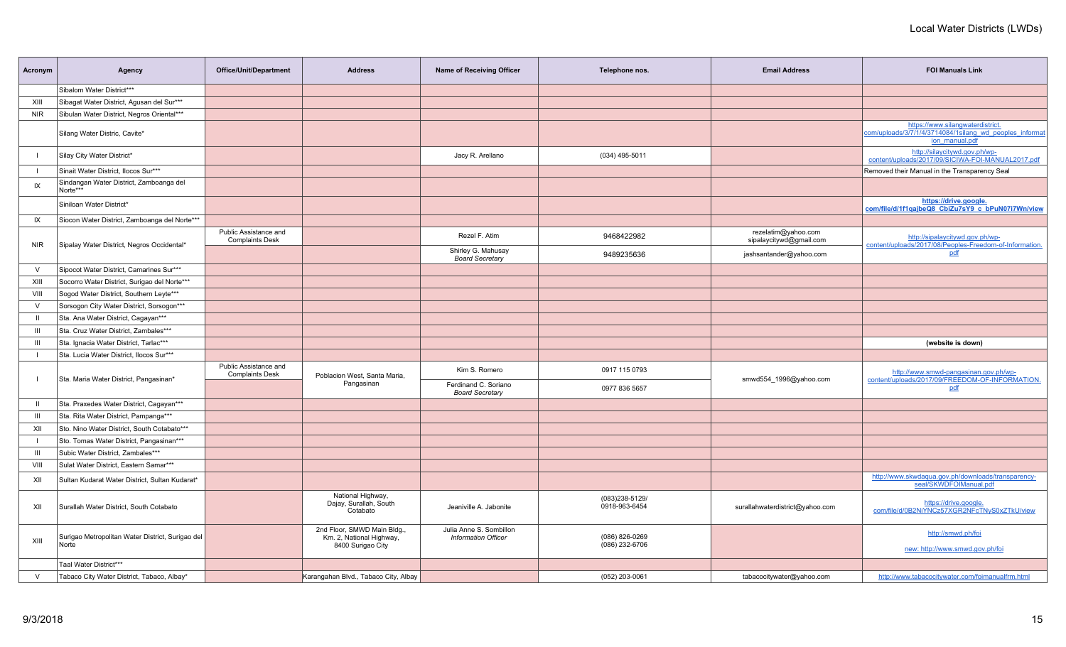# Local Water Districts (LWDs)

| Acronym | Agency | Office/Unit/Department | Address | Name of Receiving Officer | Telephone nos. | Email Address | FOI Manuals Link |
|---|---|---|---|---|---|---|---|
| | Sibalom Water District*** | | | | | | |
| XIII | Sibagat Water District, Agusan del Sur*** | | | | | | |
| NIR | Sibulan Water District, Negros Oriental*** | | | | | | |
| | Silang Water Distric, Cavite* | | | | | | https://www.silangwaterdistrict.com/uploads/3/7/1/4/3714084/1silang_wd_peoples_information_manual.pdf |
| I | Silay City Water District* | | | Jacy R. Arellano | (034) 495-5011 | | http://silaycitywd.gov.ph/wp-content/uploads/2017/09/SICIWA-FOI-MANUAL2017.pdf |
| I | Sinait Water District, Ilocos Sur*** | | | | | | Removed their Manual in the Transparency Seal |
| IX | Sindangan Water District, Zamboanga del Norte*** | | | | | | |
| | Siniloan Water District* | | | | | | **https://drive.google.com/file/d/1f1qajbeQ8_CbiZu7sY9_c_bPuN07i7Wn/view** |
| IX | Siocon Water District, Zamboanga del Norte*** | | | | | | |
| NIR | Sipalay Water District, Negros Occidental* | Public Assistance and Complaints Desk | | Rezel F. Atim | 9468422982 | rezelatim@yahoo.com<br>sipalaycitywd@gmail.com | http://sipalaycitywd.gov.ph/wp-content/uploads/2017/08/Peoples-Freedom-of-Information.pdf |
| | | | | Shirley G. Mahusay<br>*Board Secretary* | 9489235636 | jashsantander@yahoo.com | |
| V | Sipocot Water District, Camarines Sur*** | | | | | | |
| XIII | Socorro Water District, Surigao del Norte*** | | | | | | |
| VIII | Sogod Water District, Southern Leyte*** | | | | | | |
| V | Sorsogon City Water District, Sorsogon*** | | | | | | |
| II | Sta. Ana Water District, Cagayan*** | | | | | | |
| III | Sta. Cruz Water District, Zambales*** | | | | | | |
| III | Sta. Ignacia Water District, Tarlac*** | | | | | | **(website is down)** |
| I | Sta. Lucia Water District, Ilocos Sur*** | | | | | | |
| I | Sta. Maria Water District, Pangasinan* | Public Assistance and Complaints Desk | Poblacion West, Santa Maria, Pangasinan | Kim S. Romero | 0917 115 0793 | smwd554_1996@yahoo.com | http://www.smwd-pangasinan.gov.ph/wp-content/uploads/2017/09/FREEDOM-OF-INFORMATION.pdf |
| | | | | Ferdinand C. Soriano<br>*Board Secretary* | 0977 836 5657 | | |
| II | Sta. Praxedes Water District, Cagayan*** | | | | | | |
| III | Sta. Rita Water District, Pampanga*** | | | | | | |
| XII | Sto. Nino Water District, South Cotabato*** | | | | | | |
| I | Sto. Tomas Water District, Pangasinan*** | | | | | | |
| III | Subic Water District, Zambales*** | | | | | | |
| VIII | Sulat Water District, Eastern Samar*** | | | | | | |
| XII | Sultan Kudarat Water District, Sultan Kudarat* | | | | | | http://www.skwdaqua.gov.ph/downloads/transparency-seal/SKWDFOIManual.pdf |
| XII | Surallah Water District, South Cotabato | | National Highway, Dajay, Surallah, South Cotabato | Jeaniville A. Jabonite | (083)238-5129/<br>0918-963-6454 | surallahwaterdistrict@yahoo.com | https://drive.google.com/file/d/0B2NiYNCz57XGR2NFcTNyS0xZTkU/view |
| XIII | Surigao Metropolitan Water District, Surigao del Norte | | 2nd Floor, SMWD Main Bldg., Km. 2, National Highway, 8400 Surigao City | Julia Anne S. Sombillon<br>*Information Officer* | (086) 826-0269<br>(086) 232-6706 | | http://smwd.ph/foi<br>new: http://www.smwd.gov.ph/foi |
| | Taal Water District*** | | | | | | |
| V | Tabaco City Water District, Tabaco, Albay* | | Karangahan Blvd., Tabaco City, Albay | | (052) 203-0061 | tabacocitywater@yahoo.com | http://www.tabacocitywater.com/foimanualfrm.html |

9/3/2018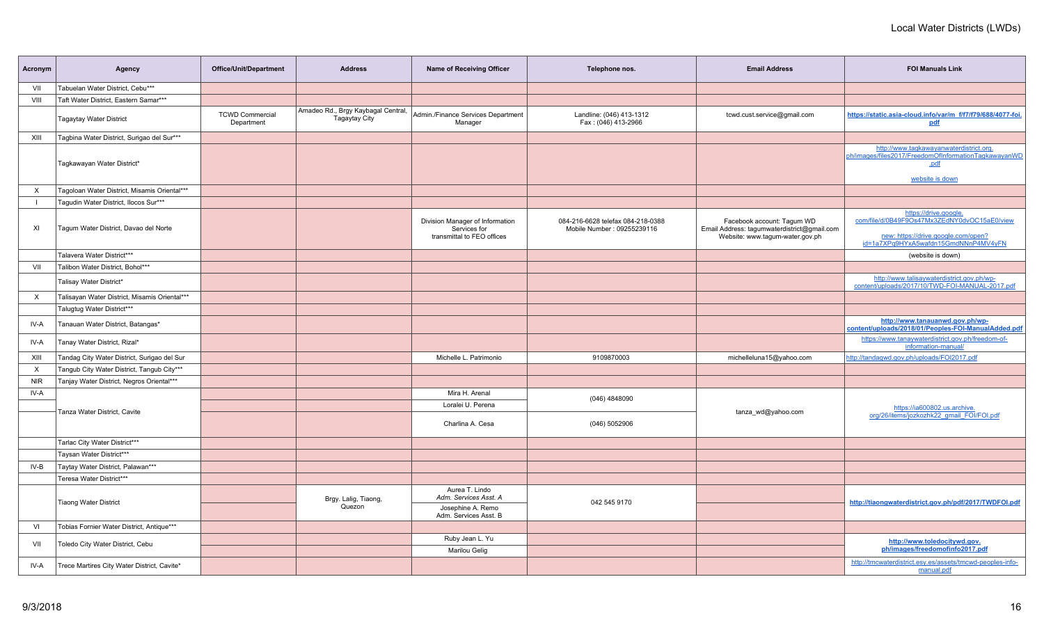# Local Water Districts (LWDs)

| Acronym | Agency | Office/Unit/Department | Address | Name of Receiving Officer | Telephone nos. | Email Address | FOI Manuals Link |
|---|---|---|---|---|---|---|---|
| VII | Tabuelan Water District, Cebu*** | | | | | | |
| VIII | Taft Water District, Eastern Samar*** | | | | | | |
| | Tagaytay Water District | TCWD Commercial Department | Amadeo Rd., Brgy Kaybagal Central, Tagaytay City | Admin./Finance Services Department Manager | Landline: (046) 413-1312 Fax : (046) 413-2966 | tcwd.cust.service@gmail.com | **https://static.asia-cloud.info/var/m_f/f7/f79/688/4077-foi.pdf** |
| XIII | Tagbina Water District, Surigao del Sur*** | | | | | | |
| | Tagkawayan Water District* | | | | | | http://www.tagkawayanwaterdistrict.org.ph/images/files2017/FreedomOfInformationTagkawayanWD.pdf website is down |
| X | Tagoloan Water District, Misamis Oriental*** | | | | | | |
| I | Tagudin Water District, Ilocos Sur*** | | | | | | |
| XI | Tagum Water District, Davao del Norte | | | Division Manager of Information Services for transmittal to FEO offices | 084-216-6628 telefax 084-218-0388 Mobile Number : 09255239116 | Facebook account: Tagum WD Email Address: tagumwaterdistrict@gmail.com Website: www.tagum-water.gov.ph | https://drive.google.com/file/d/0B49F9Os47Mx3ZEdNY0dvOC15aE0/view new: https://drive.google.com/open?id=1a7XPq9HYxA5wafdn15GmdNNnP4MV4vFN |
| | Talavera Water District*** | | | | | | (website is down) |
| VII | Talibon Water District, Bohol*** | | | | | | |
| | Talisay Water District* | | | | | | http://www.talisaywaterdistrict.gov.ph/wp-content/uploads/2017/10/TWD-FOI-MANUAL-2017.pdf |
| X | Talisayan Water District, Misamis Oriental*** | | | | | | |
| | Talugtug Water District*** | | | | | | |
| IV-A | Tanauan Water District, Batangas* | | | | | | **http://www.tanauanwd.gov.ph/wp-content/uploads/2018/01/Peoples-FOI-ManualAdded.pdf** |
| IV-A | Tanay Water District, Rizal* | | | | | | https://www.tanaywaterdistrict.gov.ph/freedom-of-information-manual/ |
| XIII | Tandag City Water District, Surigao del Sur | | | Michelle L. Patrimonio | 9109870003 | michelleluna15@yahoo.com | http://tandagwd.gov.ph/uploads/FOI2017.pdf |
| X | Tangub City Water District, Tangub City*** | | | | | | |
| NIR | Tanjay Water District, Negros Oriental*** | | | | | | |
| IV-A | Tanza Water District, Cavite | | | Mira H. Arenal | (046) 4848090 | tanza_wd@yahoo.com | https://ia600802.us.archive.org/26/items/jozkozhk22_gmail_FOI/FOI.pdf |
| | | | | Loralei U. Perena | | | |
| | | | | Charlina A. Cesa | (046) 5052906 | | |
| | Tarlac City Water District*** | | | | | | |
| | Taysan Water District*** | | | | | | |
| IV-B | Taytay Water District, Palawan*** | | | | | | |
| | Teresa Water District*** | | | | | | |
| | Tiaong Water District | | Brgy. Lalig, Tiaong, Quezon | Aurea T. Lindo *Adm. Services Asst. A* | 042 545 9170 | | **http://tiaongwaterdistrict.gov.ph/pdf/2017/TWDFOI.pdf** |
| | | | | Josephine A. Remo Adm. Services Asst. B | | | |
| VI | Tobias Fornier Water District, Antique*** | | | | | | |
| VII | Toledo City Water District, Cebu | | | Ruby Jean L. Yu | | | **http://www.toledocitywd.gov.ph/images/freedomofinfo2017.pdf** |
| | | | | Marilou Gelig | | | |
| IV-A | Trece Martires City Water District, Cavite* | | | | | | http://tmcwaterdistrict.esy.es/assets/tmcwd-peoples-info-manual.pdf |

9/3/2018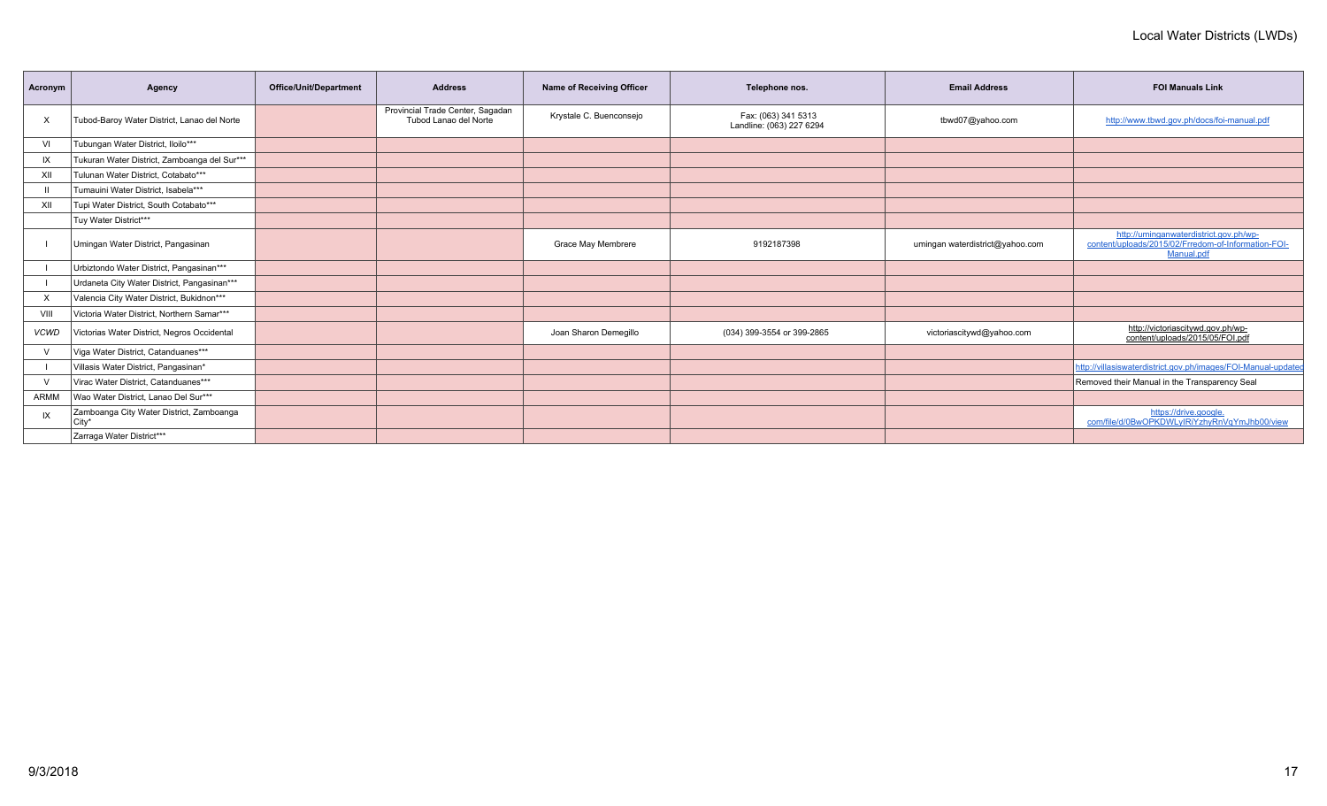# Local Water Districts (LWDs)

| Acronym | Agency | Office/Unit/Department | Address | Name of Receiving Officer | Telephone nos. | Email Address | FOI Manuals Link |
|---|---|---|---|---|---|---|---|
| X | Tubod-Baroy Water District, Lanao del Norte | | Provincial Trade Center, Sagadan Tubod Lanao del Norte | Krystale C. Buenconsejo | Fax: (063) 341 5313 Landline: (063) 227 6294 | tbwd07@yahoo.com | http://www.tbwd.gov.ph/docs/foi-manual.pdf |
| VI | Tubungan Water District, Iloilo*** | | | | | | |
| IX | Tukuran Water District, Zamboanga del Sur*** | | | | | | |
| XII | Tulunan Water District, Cotabato*** | | | | | | |
| II | Tumauini Water District, Isabela*** | | | | | | |
| XII | Tupi Water District, South Cotabato*** | | | | | | |
| | Tuy Water District*** | | | | | | |
| I | Umingan Water District, Pangasinan | | | Grace May Membrere | 9192187398 | umingan waterdistrict@yahoo.com | http://uminganwaterdistrict.gov.ph/wp-content/uploads/2015/02/Frredom-of-Information-FOI-Manual.pdf |
| I | Urbiztondo Water District, Pangasinan*** | | | | | | |
| I | Urdaneta City Water District, Pangasinan*** | | | | | | |
| X | Valencia City Water District, Bukidnon*** | | | | | | |
| VIII | Victoria Water District, Northern Samar*** | | | | | | |
| *VCWD* | Victorias Water District, Negros Occidental | | | Joan Sharon Demegillo | (034) 399-3554 or 399-2865 | victoriascitywd@yahoo.com | http://victoriascitywd.gov.ph/wp-content/uploads/2015/05/FOI.pdf |
| V | Viga Water District, Catanduanes*** | | | | | | |
| I | Villasis Water District, Pangasinan* | | | | | | http://villasiswaterdistrict.gov.ph/images/FOI-Manual-updated |
| V | Virac Water District, Catanduanes*** | | | | | | Removed their Manual in the Transparency Seal |
| ARMM | Wao Water District, Lanao Del Sur*** | | | | | | |
| IX | Zamboanga City Water District, Zamboanga City* | | | | | | https://drive.google.com/file/d/0BwOPKDWLyIRiYzhyRnVqYmJhb00/view |
| | Zarraga Water District*** | | | | | | |

9/3/2018